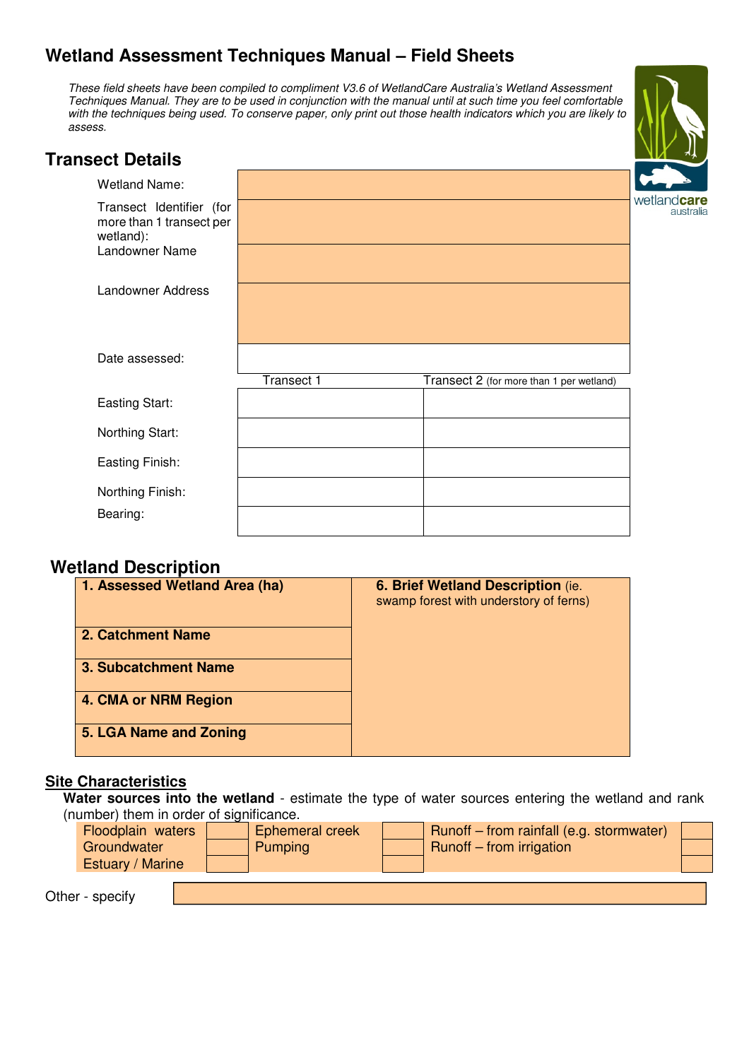# Wetland Assessment Techniques Manual – Field Sheets

*These field sheets have been compiled to compliment V3.6 of WetlandCare Australia's Wetland Assessment Techniques Manual. They are to be used in conjunction with the manual until at such time you feel comfortable with the techniques being used. To conserve paper, only print out those health indicators which you are likely to assess.*

## Transect Details

| | | |
|---|---|---|
| Wetland Name: | | |
| Transect Identifier (for more than 1 transect per wetland): | | |
| Landowner Name | | |
| Landowner Address | | |
| Date assessed: | | |
| | Transect 1 | Transect 2 (for more than 1 per wetland) |
| Easting Start: | | |
| Northing Start: | | |
| Easting Finish: | | |
| Northing Finish: | | |
| Bearing: | | |

## Wetland Description

| | |
|---|---|
| **1. Assessed Wetland Area (ha)** | **6. Brief Wetland Description** (ie. swamp forest with understory of ferns) |
| **2. Catchment Name** | |
| **3. Subcatchment Name** | |
| **4. CMA or NRM Region** | |
| **5. LGA Name and Zoning** | |

## Site Characteristics

**Water sources into the wetland** - estimate the type of water sources entering the wetland and rank (number) them in order of significance.

| | | | | | |
|---|---|---|---|---|---|
| Floodplain waters | | Ephemeral creek | | Runoff – from rainfall (e.g. stormwater) | |
| Groundwater | | Pumping | | Runoff – from irrigation | |
| Estuary / Marine | | | | | |

Other - specify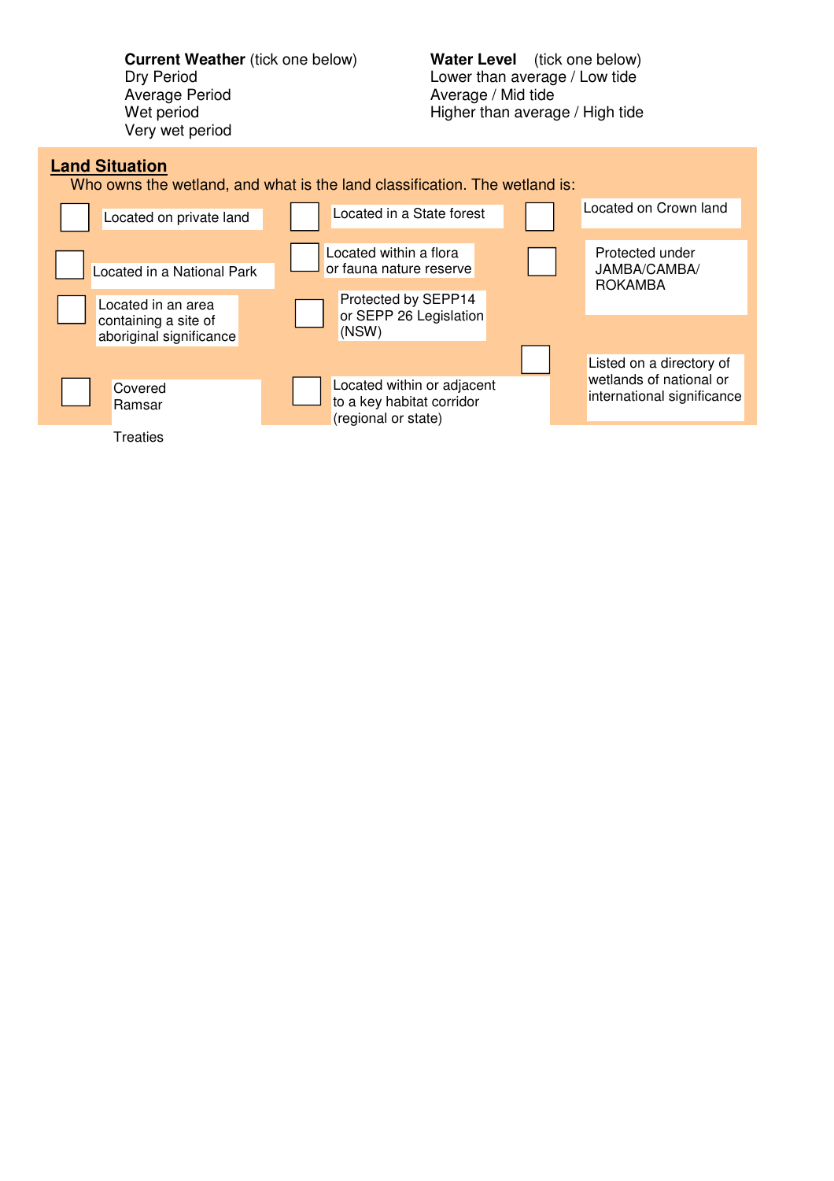**Current Weather** (tick one below)
Dry Period
Average Period
Wet period
Very wet period

**Water Level** (tick one below)
Lower than average / Low tide
Average / Mid tide
Higher than average / High tide

## Land Situation

Who owns the wetland, and what is the land classification. The wetland is:

- ☐ Located on private land
- ☐ Located in a State forest
- ☐ Located on Crown land
- ☐ Located in a National Park
- ☐ Located within a flora or fauna nature reserve
- ☐ Protected under JAMBA/CAMBA/ ROKAMBA
- ☐ Located in an area containing a site of aboriginal significance
- ☐ Protected by SEPP14 or SEPP 26 Legislation (NSW)
- ☐ Listed on a directory of wetlands of national or international significance
- ☐ Covered Ramsar Treaties
- ☐ Located within or adjacent to a key habitat corridor (regional or state)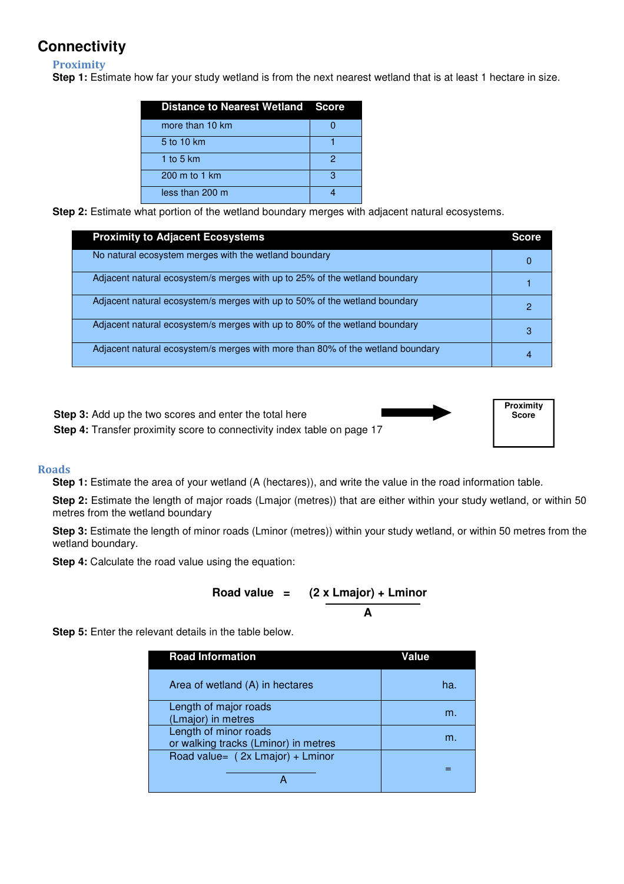# Connectivity

## Proximity

**Step 1:** Estimate how far your study wetland is from the next nearest wetland that is at least 1 hectare in size.

| Distance to Nearest Wetland | Score |
|---|---|
| more than 10 km | 0 |
| 5 to 10 km | 1 |
| 1 to 5 km | 2 |
| 200 m to 1 km | 3 |
| less than 200 m | 4 |

**Step 2:** Estimate what portion of the wetland boundary merges with adjacent natural ecosystems.

| Proximity to Adjacent Ecosystems | Score |
|---|---|
| No natural ecosystem merges with the wetland boundary | 0 |
| Adjacent natural ecosystem/s merges with up to 25% of the wetland boundary | 1 |
| Adjacent natural ecosystem/s merges with up to 50% of the wetland boundary | 2 |
| Adjacent natural ecosystem/s merges with up to 80% of the wetland boundary | 3 |
| Adjacent natural ecosystem/s merges with more than 80% of the wetland boundary | 4 |

**Step 3:** Add up the two scores and enter the total here → **Proximity Score**

**Step 4:** Transfer proximity score to connectivity index table on page 17

## Roads

**Step 1:** Estimate the area of your wetland (A (hectares)), and write the value in the road information table.

**Step 2:** Estimate the length of major roads (Lmajor (metres)) that are either within your study wetland, or within 50 metres from the wetland boundary

**Step 3:** Estimate the length of minor roads (Lminor (metres)) within your study wetland, or within 50 metres from the wetland boundary.

**Step 4:** Calculate the road value using the equation:

$$\text{Road value} = \frac{(2 \times \text{Lmajor}) + \text{Lminor}}{A}$$

**Step 5:** Enter the relevant details in the table below.

| Road Information | Value |
|---|---|
| Area of wetland (A) in hectares | ha. |
| Length of major roads (Lmajor) in metres | m. |
| Length of minor roads or walking tracks (Lminor) in metres | m. |
| Road value= $\frac{(2\text{x Lmajor}) + \text{Lminor}}{A}$ | = |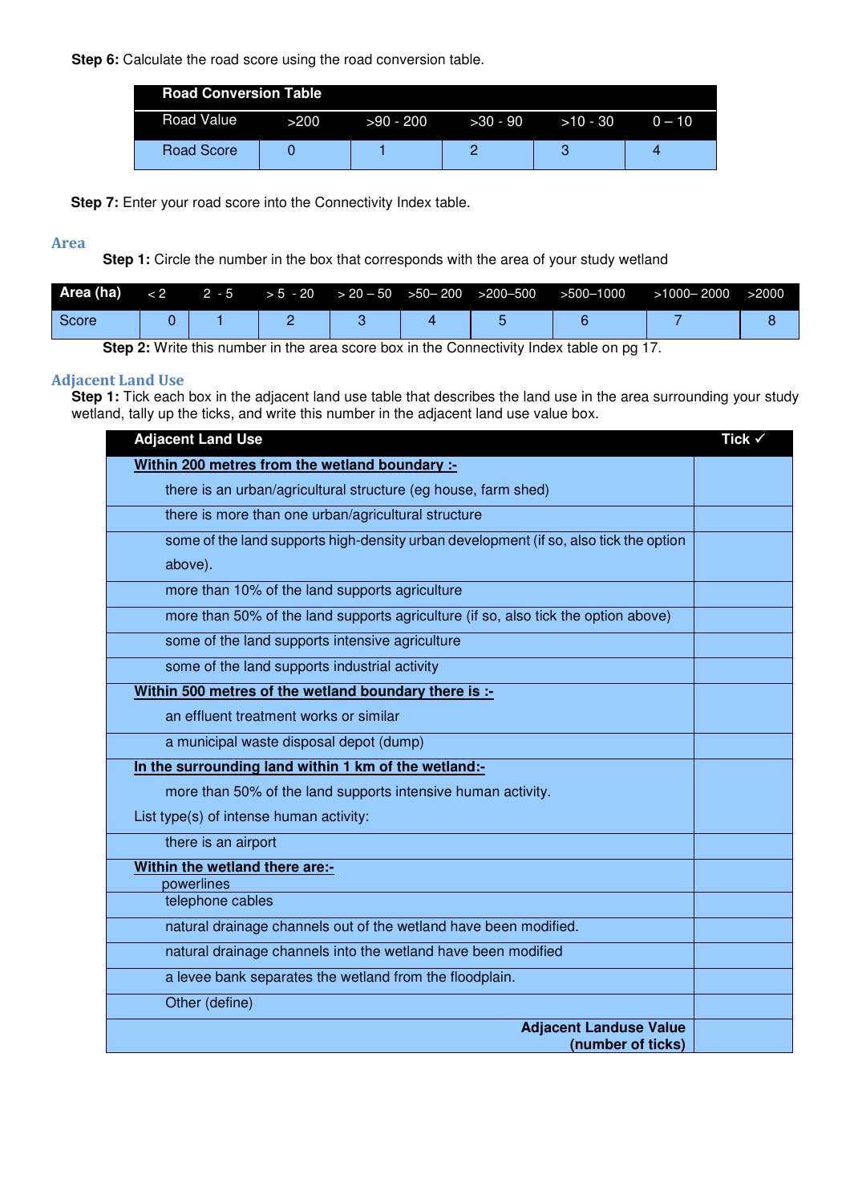**Step 6:** Calculate the road score using the road conversion table.

| Road Conversion Table | | | | | |
|---|---|---|---|---|---|
| Road Value | >200 | >90 - 200 | >30 - 90 | >10 - 30 | 0 – 10 |
| Road Score | 0 | 1 | 2 | 3 | 4 |

**Step 7:** Enter your road score into the Connectivity Index table.

## Area

**Step 1:** Circle the number in the box that corresponds with the area of your study wetland

| Area (ha) | < 2 | 2 - 5 | > 5 - 20 | > 20 – 50 | >50– 200 | >200–500 | >500–1000 | >1000– 2000 | >2000 |
|---|---|---|---|---|---|---|---|---|---|
| Score | 0 | 1 | 2 | 3 | 4 | 5 | 6 | 7 | 8 |

**Step 2:** Write this number in the area score box in the Connectivity Index table on pg 17.

## Adjacent Land Use

**Step 1:** Tick each box in the adjacent land use table that describes the land use in the area surrounding your study wetland, tally up the ticks, and write this number in the adjacent land use value box.

| Adjacent Land Use | Tick ✓ |
|---|---|
| **Within 200 metres from the wetland boundary :-** there is an urban/agricultural structure (eg house, farm shed) | |
| there is more than one urban/agricultural structure | |
| some of the land supports high-density urban development (if so, also tick the option above). | |
| more than 10% of the land supports agriculture | |
| more than 50% of the land supports agriculture (if so, also tick the option above) | |
| some of the land supports intensive agriculture | |
| some of the land supports industrial activity | |
| **Within 500 metres of the wetland boundary there is :-** an effluent treatment works or similar | |
| a municipal waste disposal depot (dump) | |
| **In the surrounding land within 1 km of the wetland:-** more than 50% of the land supports intensive human activity. List type(s) of intense human activity: | |
| there is an airport | |
| **Within the wetland there are:-** powerlines | |
| telephone cables | |
| natural drainage channels out of the wetland have been modified. | |
| natural drainage channels into the wetland have been modified | |
| a levee bank separates the wetland from the floodplain. | |
| Other (define) | |
| **Adjacent Landuse Value (number of ticks)** | |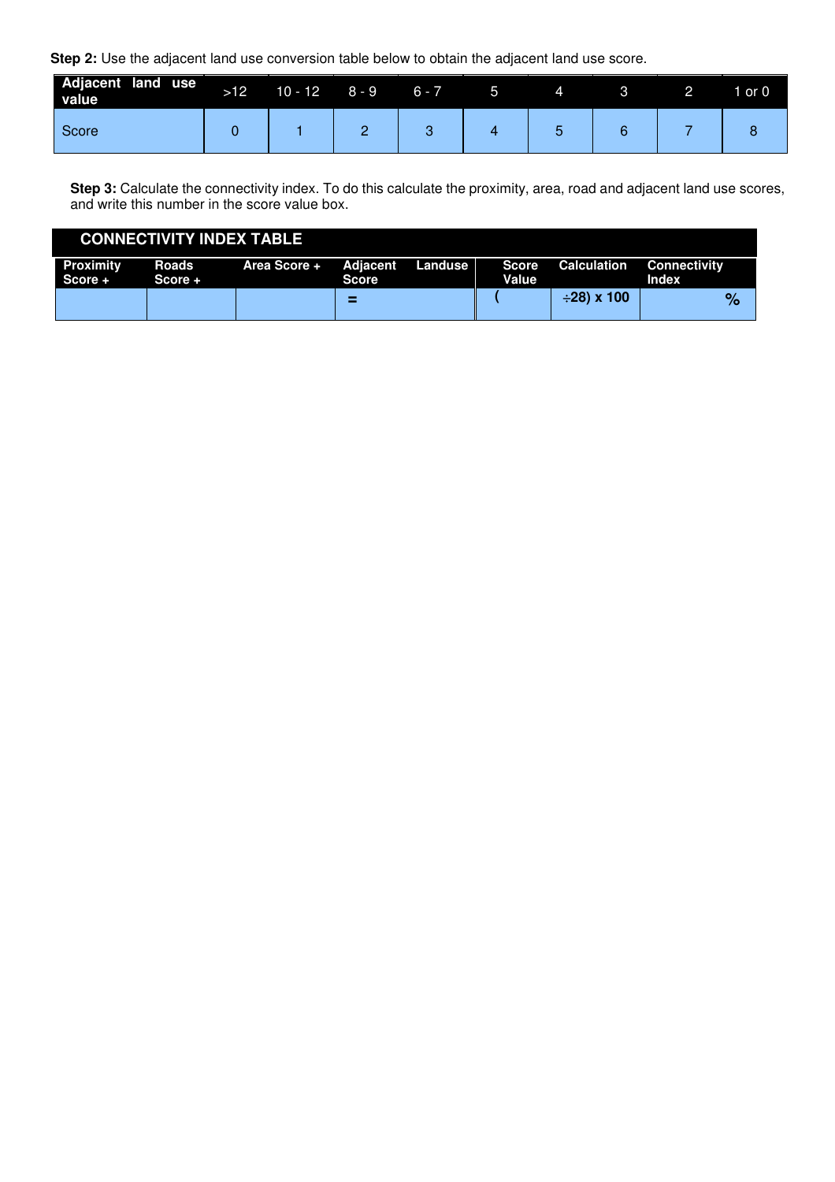**Step 2:** Use the adjacent land use conversion table below to obtain the adjacent land use score.

| Adjacent land use value | >12 | 10 - 12 | 8 - 9 | 6 - 7 | 5 | 4 | 3 | 2 | 1 or 0 |
|---|---|---|---|---|---|---|---|---|---|
| Score | 0 | 1 | 2 | 3 | 4 | 5 | 6 | 7 | 8 |

**Step 3:** Calculate the connectivity index. To do this calculate the proximity, area, road and adjacent land use scores, and write this number in the score value box.

| **CONNECTIVITY INDEX TABLE** | | | | | | |
|---|---|---|---|---|---|---|
| **Proximity Score +** | **Roads Score +** | **Area Score +** | **Adjacent Landuse Score** | **Score Value** | **Calculation** | **Connectivity Index** |
| | | | **=** | **(** | **÷28) x 100** | **%** |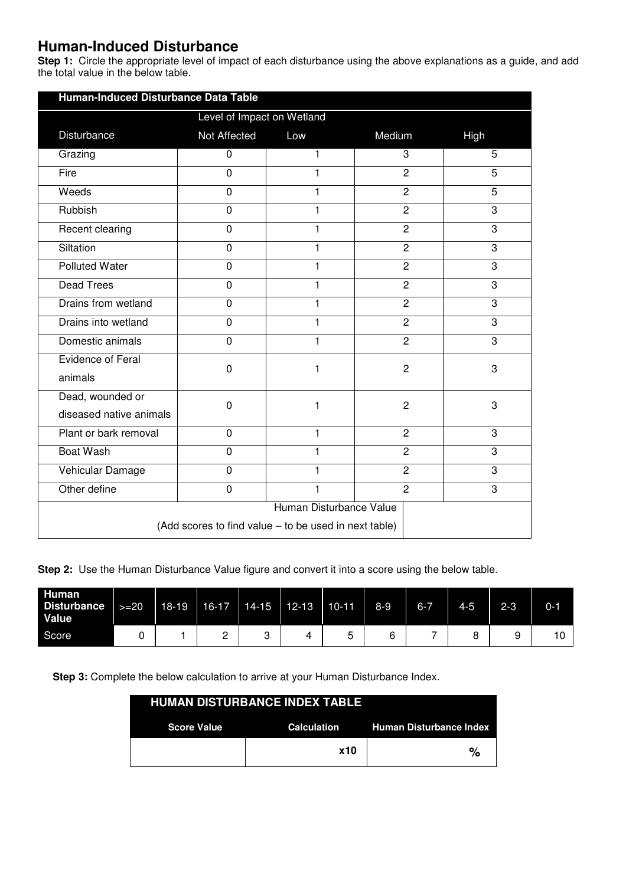## Human-Induced Disturbance

**Step 1:** Circle the appropriate level of impact of each disturbance using the above explanations as a guide, and add the total value in the below table.

| Human-Induced Disturbance Data Table | | | | |
|---|---|---|---|---|
| | Level of Impact on Wetland | | | |
| Disturbance | Not Affected | Low | Medium | High |
| Grazing | 0 | 1 | 3 | 5 |
| Fire | 0 | 1 | 2 | 5 |
| Weeds | 0 | 1 | 2 | 5 |
| Rubbish | 0 | 1 | 2 | 3 |
| Recent clearing | 0 | 1 | 2 | 3 |
| Siltation | 0 | 1 | 2 | 3 |
| Polluted Water | 0 | 1 | 2 | 3 |
| Dead Trees | 0 | 1 | 2 | 3 |
| Drains from wetland | 0 | 1 | 2 | 3 |
| Drains into wetland | 0 | 1 | 2 | 3 |
| Domestic animals | 0 | 1 | 2 | 3 |
| Evidence of Feral animals | 0 | 1 | 2 | 3 |
| Dead, wounded or diseased native animals | 0 | 1 | 2 | 3 |
| Plant or bark removal | 0 | 1 | 2 | 3 |
| Boat Wash | 0 | 1 | 2 | 3 |
| Vehicular Damage | 0 | 1 | 2 | 3 |
| Other define | 0 | 1 | 2 | 3 |
| Human Disturbance Value (Add scores to find value – to be used in next table) | | | | |

**Step 2:** Use the Human Disturbance Value figure and convert it into a score using the below table.

| Human Disturbance Value | >=20 | 18-19 | 16-17 | 14-15 | 12-13 | 10-11 | 8-9 | 6-7 | 4-5 | 2-3 | 0-1 |
|---|---|---|---|---|---|---|---|---|---|---|---|
| Score | 0 | 1 | 2 | 3 | 4 | 5 | 6 | 7 | 8 | 9 | 10 |

**Step 3:** Complete the below calculation to arrive at your Human Disturbance Index.

| HUMAN DISTURBANCE INDEX TABLE | | |
|---|---|---|
| Score Value | Calculation | Human Disturbance Index |
| | x10 | % |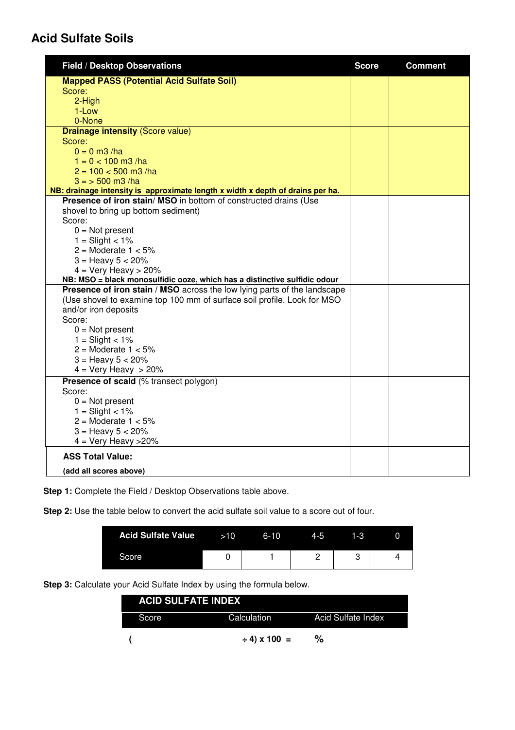# Acid Sulfate Soils

| Field / Desktop Observations | Score | Comment |
|---|---|---|
| **Mapped PASS (Potential Acid Sulfate Soil)**<br>Score:<br>2-High<br>1-Low<br>0-None | | |
| **Drainage intensity** (Score value)<br>Score:<br>0 = 0 m3 /ha<br>1 = 0 < 100 m3 /ha<br>2 = 100 < 500 m3 /ha<br>3 = > 500 m3 /ha<br>**NB: drainage intensity is approximate length x width x depth of drains per ha.** | | |
| **Presence of iron stain/ MSO** in bottom of constructed drains (Use shovel to bring up bottom sediment)<br>Score:<br>0 = Not present<br>1 = Slight < 1%<br>2 = Moderate 1 < 5%<br>3 = Heavy 5 < 20%<br>4 = Very Heavy > 20%<br>**NB: MSO = black monosulfidic ooze, which has a distinctive sulfidic odour** | | |
| **Presence of iron stain / MSO** across the low lying parts of the landscape (Use shovel to examine top 100 mm of surface soil profile. Look for MSO and/or iron deposits<br>Score:<br>0 = Not present<br>1 = Slight < 1%<br>2 = Moderate 1 < 5%<br>3 = Heavy 5 < 20%<br>4 = Very Heavy > 20% | | |
| **Presence of scald** (% transect polygon)<br>Score:<br>0 = Not present<br>1 = Slight < 1%<br>2 = Moderate 1 < 5%<br>3 = Heavy 5 < 20%<br>4 = Very Heavy >20% | | |
| **ASS Total Value:**<br>**(add all scores above)** | | |

**Step 1:** Complete the Field / Desktop Observations table above.

**Step 2:** Use the table below to convert the acid sulfate soil value to a score out of four.

| Acid Sulfate Value | >10 | 6-10 | 4-5 | 1-3 | 0 |
|---|---|---|---|---|---|
| Score | 0 | 1 | 2 | 3 | 4 |

**Step 3:** Calculate your Acid Sulfate Index by using the formula below.

| ACID SULFATE INDEX | | |
|---|---|---|
| Score | Calculation | Acid Sulfate Index |
| **(** | **÷ 4) x 100 =** | **%** |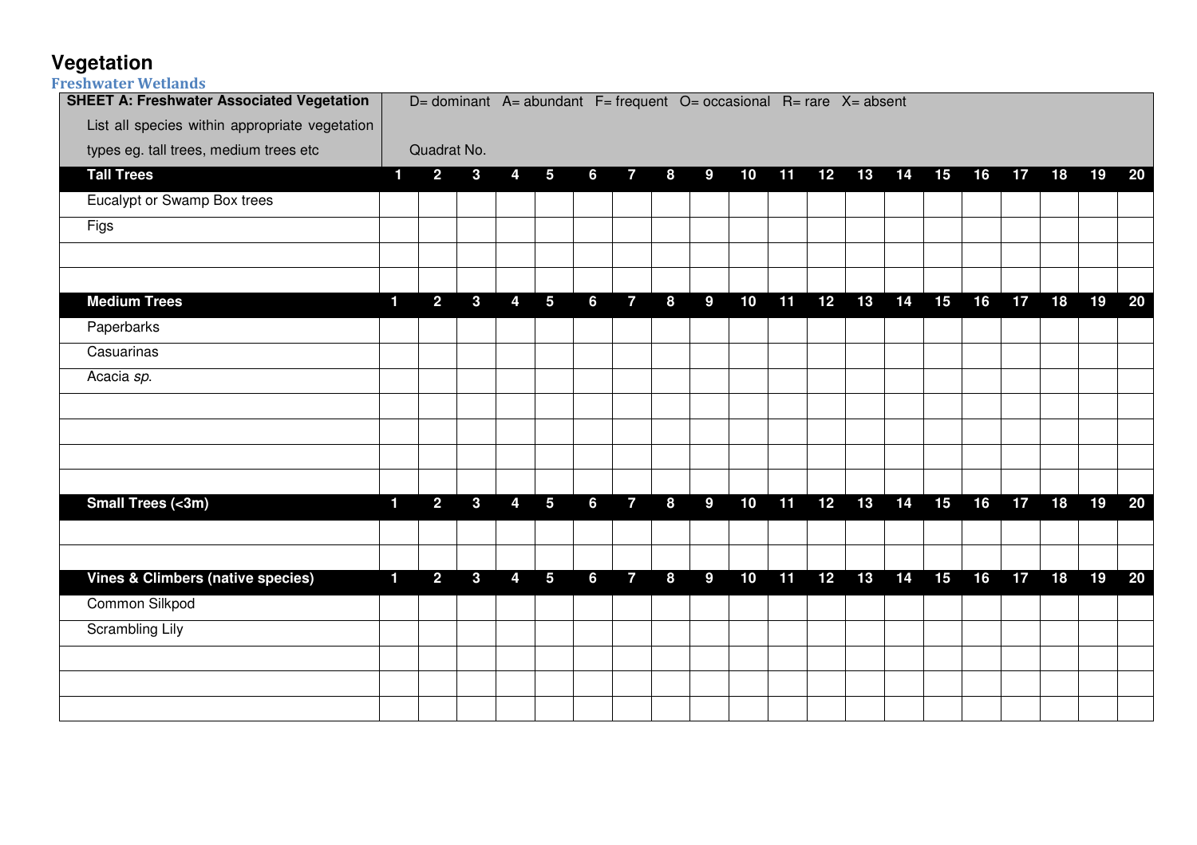# Vegetation

## Freshwater Wetlands

| **SHEET A: Freshwater Associated Vegetation** List all species within appropriate vegetation types eg. tall trees, medium trees etc | D= dominant A= abundant F= frequent O= occasional R= rare X= absent Quadrat No. | | | | | | | | | | | | | | | | | | | |
|---|---|---|---|---|---|---|---|---|---|---|---|---|---|---|---|---|---|---|---|---|
| **Tall Trees** | **1** | **2** | **3** | **4** | **5** | **6** | **7** | **8** | **9** | **10** | **11** | **12** | **13** | **14** | **15** | **16** | **17** | **18** | **19** | **20** |
| Eucalypt or Swamp Box trees | | | | | | | | | | | | | | | | | | | | |
| Figs | | | | | | | | | | | | | | | | | | | | |
| | | | | | | | | | | | | | | | | | | | | |
| | | | | | | | | | | | | | | | | | | | | |
| **Medium Trees** | **1** | **2** | **3** | **4** | **5** | **6** | **7** | **8** | **9** | **10** | **11** | **12** | **13** | **14** | **15** | **16** | **17** | **18** | **19** | **20** |
| Paperbarks | | | | | | | | | | | | | | | | | | | | |
| Casuarinas | | | | | | | | | | | | | | | | | | | | |
| Acacia *sp.* | | | | | | | | | | | | | | | | | | | | |
| | | | | | | | | | | | | | | | | | | | | |
| | | | | | | | | | | | | | | | | | | | | |
| | | | | | | | | | | | | | | | | | | | | |
| | | | | | | | | | | | | | | | | | | | | |
| **Small Trees (<3m)** | **1** | **2** | **3** | **4** | **5** | **6** | **7** | **8** | **9** | **10** | **11** | **12** | **13** | **14** | **15** | **16** | **17** | **18** | **19** | **20** |
| | | | | | | | | | | | | | | | | | | | | |
| | | | | | | | | | | | | | | | | | | | | |
| **Vines & Climbers (native species)** | **1** | **2** | **3** | **4** | **5** | **6** | **7** | **8** | **9** | **10** | **11** | **12** | **13** | **14** | **15** | **16** | **17** | **18** | **19** | **20** |
| Common Silkpod | | | | | | | | | | | | | | | | | | | | |
| Scrambling Lily | | | | | | | | | | | | | | | | | | | | |
| | | | | | | | | | | | | | | | | | | | | |
| | | | | | | | | | | | | | | | | | | | | |
| | | | | | | | | | | | | | | | | | | | | |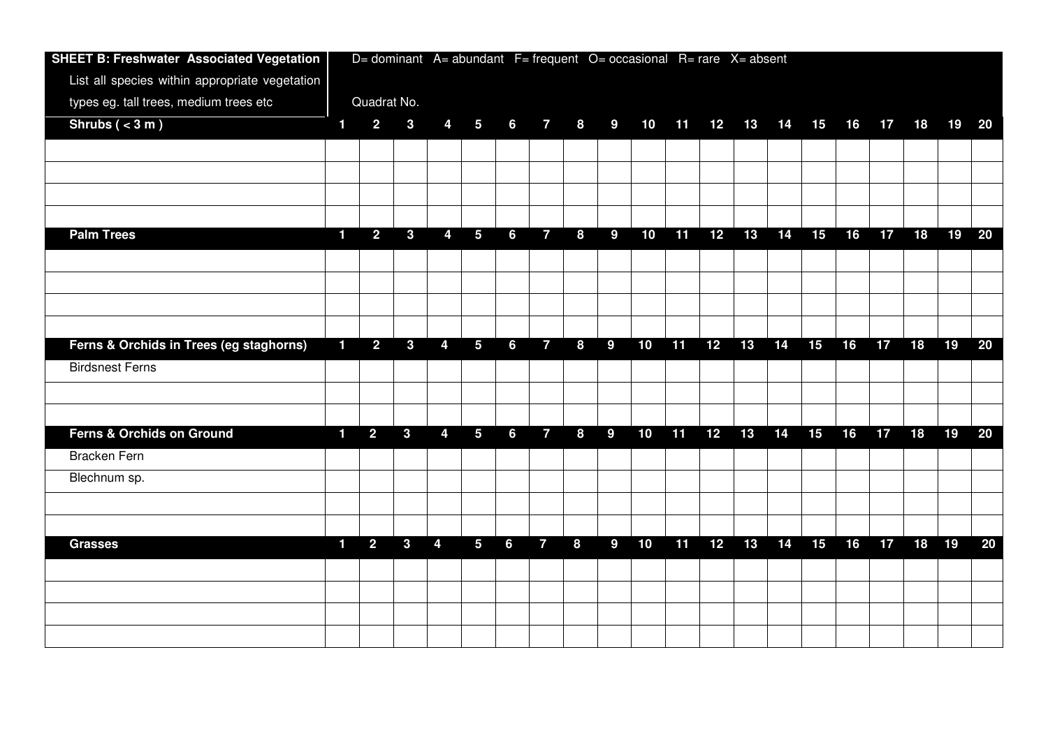| SHEET B: Freshwater Associated Vegetation<br>List all species within appropriate vegetation types eg. tall trees, medium trees etc | D= dominant A= abundant F= frequent O= occasional R= rare X= absent<br><br>Quadrat No. | | | | | | | | | | | | | | | | | | | |
|---|---|---|---|---|---|---|---|---|---|---|---|---|---|---|---|---|---|---|---|---|
| **Shrubs ( < 3 m )** | **1** | **2** | **3** | **4** | **5** | **6** | **7** | **8** | **9** | **10** | **11** | **12** | **13** | **14** | **15** | **16** | **17** | **18** | **19** | **20** |
| | | | | | | | | | | | | | | | | | | | | |
| | | | | | | | | | | | | | | | | | | | | |
| | | | | | | | | | | | | | | | | | | | | |
| | | | | | | | | | | | | | | | | | | | | |
| **Palm Trees** | **1** | **2** | **3** | **4** | **5** | **6** | **7** | **8** | **9** | **10** | **11** | **12** | **13** | **14** | **15** | **16** | **17** | **18** | **19** | **20** |
| | | | | | | | | | | | | | | | | | | | | |
| | | | | | | | | | | | | | | | | | | | | |
| | | | | | | | | | | | | | | | | | | | | |
| | | | | | | | | | | | | | | | | | | | | |
| **Ferns & Orchids in Trees (eg staghorns)** | **1** | **2** | **3** | **4** | **5** | **6** | **7** | **8** | **9** | **10** | **11** | **12** | **13** | **14** | **15** | **16** | **17** | **18** | **19** | **20** |
| Birdsnest Ferns | | | | | | | | | | | | | | | | | | | | |
| | | | | | | | | | | | | | | | | | | | | |
| | | | | | | | | | | | | | | | | | | | | |
| **Ferns & Orchids on Ground** | **1** | **2** | **3** | **4** | **5** | **6** | **7** | **8** | **9** | **10** | **11** | **12** | **13** | **14** | **15** | **16** | **17** | **18** | **19** | **20** |
| Bracken Fern | | | | | | | | | | | | | | | | | | | | |
| Blechnum sp. | | | | | | | | | | | | | | | | | | | | |
| | | | | | | | | | | | | | | | | | | | | |
| | | | | | | | | | | | | | | | | | | | | |
| **Grasses** | **1** | **2** | **3** | **4** | **5** | **6** | **7** | **8** | **9** | **10** | **11** | **12** | **13** | **14** | **15** | **16** | **17** | **18** | **19** | **20** |
| | | | | | | | | | | | | | | | | | | | | |
| | | | | | | | | | | | | | | | | | | | | |
| | | | | | | | | | | | | | | | | | | | | |
| | | | | | | | | | | | | | | | | | | | | |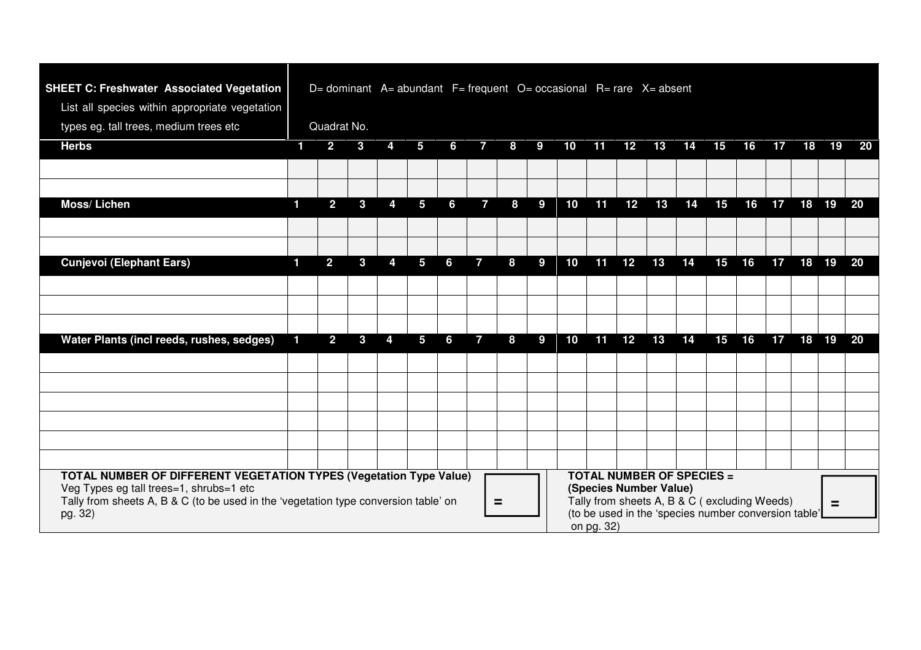| **SHEET C: Freshwater Associated Vegetation** List all species within appropriate vegetation types eg. tall trees, medium trees etc | D= dominant A= abundant F= frequent O= occasional R= rare X= absent<br><br>Quadrat No. | | | | | | | | | | | | | | | | | | | |
|---|---|---|---|---|---|---|---|---|---|---|---|---|---|---|---|---|---|---|---|---|
| **Herbs** | **1** | **2** | **3** | **4** | **5** | **6** | **7** | **8** | **9** | **10** | **11** | **12** | **13** | **14** | **15** | **16** | **17** | **18** | **19** | **20** |
| | | | | | | | | | | | | | | | | | | | | |
| | | | | | | | | | | | | | | | | | | | | |
| **Moss/ Lichen** | **1** | **2** | **3** | **4** | **5** | **6** | **7** | **8** | **9** | **10** | **11** | **12** | **13** | **14** | **15** | **16** | **17** | **18** | **19** | **20** |
| | | | | | | | | | | | | | | | | | | | | |
| | | | | | | | | | | | | | | | | | | | | |
| **Cunjevoi (Elephant Ears)** | **1** | **2** | **3** | **4** | **5** | **6** | **7** | **8** | **9** | **10** | **11** | **12** | **13** | **14** | **15** | **16** | **17** | **18** | **19** | **20** |
| | | | | | | | | | | | | | | | | | | | | |
| | | | | | | | | | | | | | | | | | | | | |
| | | | | | | | | | | | | | | | | | | | | |
| **Water Plants (incl reeds, rushes, sedges)** | **1** | **2** | **3** | **4** | **5** | **6** | **7** | **8** | **9** | **10** | **11** | **12** | **13** | **14** | **15** | **16** | **17** | **18** | **19** | **20** |
| | | | | | | | | | | | | | | | | | | | | |
| | | | | | | | | | | | | | | | | | | | | |
| | | | | | | | | | | | | | | | | | | | | |
| | | | | | | | | | | | | | | | | | | | | |
| | | | | | | | | | | | | | | | | | | | | |
| | | | | | | | | | | | | | | | | | | | | |

| **TOTAL NUMBER OF DIFFERENT VEGETATION TYPES (Vegetation Type Value)** Veg Types eg tall trees=1, shrubs=1 etc Tally from sheets A, B & C (to be used in the 'vegetation type conversion table' on pg. 32) | = | **TOTAL NUMBER OF SPECIES = (Species Number Value)** Tally from sheets A, B & C ( excluding Weeds) (to be used in the 'species number conversion table' on pg. 32) | = |
|---|---|---|---|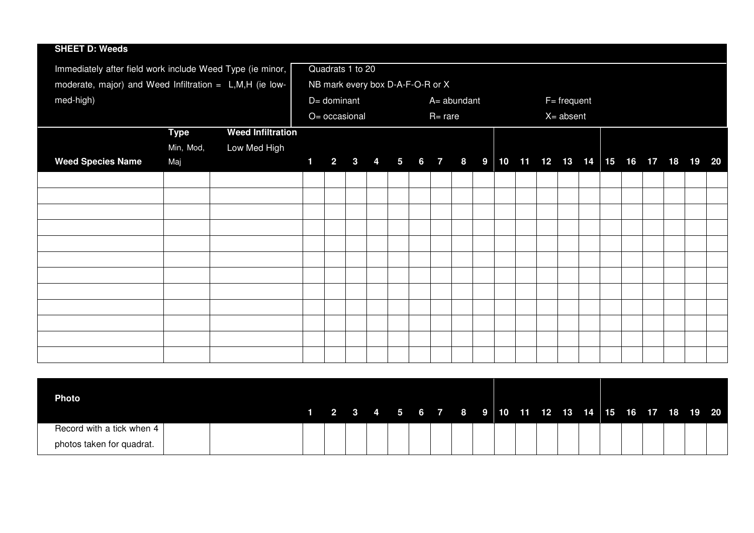## SHEET D: Weeds

Immediately after field work include Weed Type (ie minor, moderate, major) and Weed Infiltration = L,M,H (ie low-med-high)

Quadrats 1 to 20

NB mark every box D-A-F-O-R or X

D= dominant A= abundant F= frequent

O= occasional R= rare X= absent

| Weed Species Name | Type Min, Mod, Maj | Weed Infiltration Low Med High | 1 | 2 | 3 | 4 | 5 | 6 | 7 | 8 | 9 | 10 | 11 | 12 | 13 | 14 | 15 | 16 | 17 | 18 | 19 | 20 |
|---|---|---|---|---|---|---|---|---|---|---|---|---|---|---|---|---|---|---|---|---|---|---|
| | | | | | | | | | | | | | | | | | | | | | | |
| | | | | | | | | | | | | | | | | | | | | | | |
| | | | | | | | | | | | | | | | | | | | | | | |
| | | | | | | | | | | | | | | | | | | | | | | |
| | | | | | | | | | | | | | | | | | | | | | | |
| | | | | | | | | | | | | | | | | | | | | | | |
| | | | | | | | | | | | | | | | | | | | | | | |
| | | | | | | | | | | | | | | | | | | | | | | |
| | | | | | | | | | | | | | | | | | | | | | | |
| | | | | | | | | | | | | | | | | | | | | | | |
| | | | | | | | | | | | | | | | | | | | | | | |
| | | | | | | | | | | | | | | | | | | | | | | |

| Photo | | | 1 | 2 | 3 | 4 | 5 | 6 | 7 | 8 | 9 | 10 | 11 | 12 | 13 | 14 | 15 | 16 | 17 | 18 | 19 | 20 |
|---|---|---|---|---|---|---|---|---|---|---|---|---|---|---|---|---|---|---|---|---|---|---|
| Record with a tick when 4 photos taken for quadrat. | | | | | | | | | | | | | | | | | | | | | | |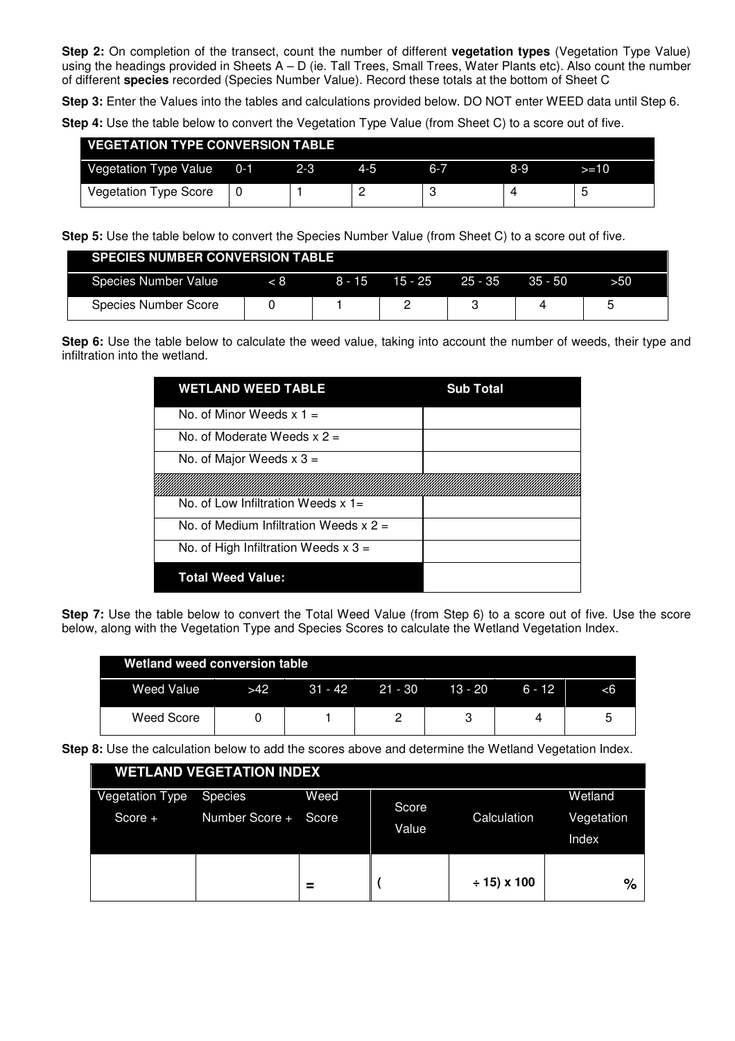**Step 2:** On completion of the transect, count the number of different **vegetation types** (Vegetation Type Value) using the headings provided in Sheets A – D (ie. Tall Trees, Small Trees, Water Plants etc). Also count the number of different **species** recorded (Species Number Value). Record these totals at the bottom of Sheet C

**Step 3:** Enter the Values into the tables and calculations provided below. DO NOT enter WEED data until Step 6.

**Step 4:** Use the table below to convert the Vegetation Type Value (from Sheet C) to a score out of five.

| VEGETATION TYPE CONVERSION TABLE | | | | | | |
|---|---|---|---|---|---|---|
| Vegetation Type Value | 0-1 | 2-3 | 4-5 | 6-7 | 8-9 | >=10 |
| Vegetation Type Score | 0 | 1 | 2 | 3 | 4 | 5 |

**Step 5:** Use the table below to convert the Species Number Value (from Sheet C) to a score out of five.

| SPECIES NUMBER CONVERSION TABLE | | | | | | |
|---|---|---|---|---|---|---|
| Species Number Value | < 8 | 8 - 15 | 15 - 25 | 25 - 35 | 35 - 50 | >50 |
| Species Number Score | 0 | 1 | 2 | 3 | 4 | 5 |

**Step 6:** Use the table below to calculate the weed value, taking into account the number of weeds, their type and infiltration into the wetland.

| WETLAND WEED TABLE | Sub Total |
|---|---|
| No. of Minor Weeds x 1 = | |
| No. of Moderate Weeds x 2 = | |
| No. of Major Weeds x 3 = | |
| | |
| No. of Low Infiltration Weeds x 1= | |
| No. of Medium Infiltration Weeds x 2 = | |
| No. of High Infiltration Weeds x 3 = | |
| **Total Weed Value:** | |

**Step 7:** Use the table below to convert the Total Weed Value (from Step 6) to a score out of five. Use the score below, along with the Vegetation Type and Species Scores to calculate the Wetland Vegetation Index.

| Wetland weed conversion table | | | | | | |
|---|---|---|---|---|---|---|
| Weed Value | >42 | 31 - 42 | 21 - 30 | 13 - 20 | 6 - 12 | <6 |
| Weed Score | 0 | 1 | 2 | 3 | 4 | 5 |

**Step 8:** Use the calculation below to add the scores above and determine the Wetland Vegetation Index.

| WETLAND VEGETATION INDEX | | | | | |
|---|---|---|---|---|---|
| Vegetation Type Score + | Species Number Score + | Weed Score | Score Value | Calculation | Wetland Vegetation Index |
| | | = | ( | ÷ 15) x 100 | % |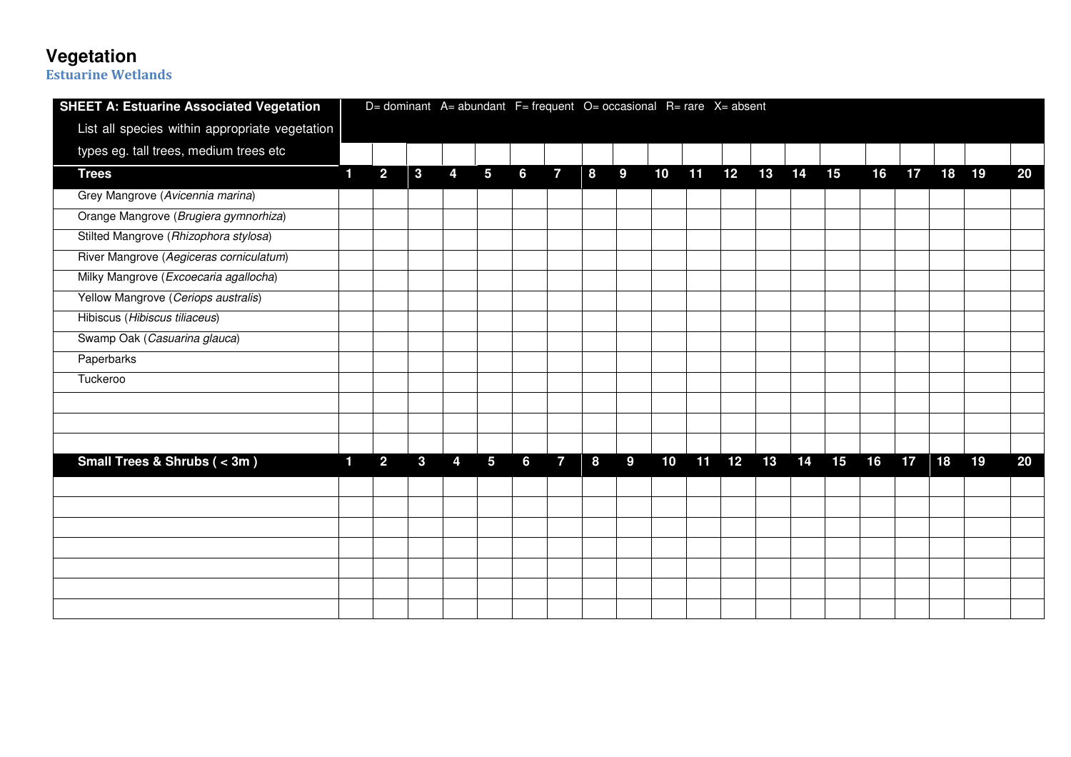# Vegetation

## Estuarine Wetlands

| **SHEET A: Estuarine Associated Vegetation** List all species within appropriate vegetation types eg. tall trees, medium trees etc | D= dominant A= abundant F= frequent O= occasional R= rare X= absent | | | | | | | | | | | | | | | | | | | |
|---|---|---|---|---|---|---|---|---|---|---|---|---|---|---|---|---|---|---|---|---|
| **Trees** | **1** | **2** | **3** | **4** | **5** | **6** | **7** | **8** | **9** | **10** | **11** | **12** | **13** | **14** | **15** | **16** | **17** | **18** | **19** | **20** |
| Grey Mangrove (*Avicennia marina*) | | | | | | | | | | | | | | | | | | | | |
| Orange Mangrove (*Brugiera gymnorhiza*) | | | | | | | | | | | | | | | | | | | | |
| Stilted Mangrove (*Rhizophora stylosa*) | | | | | | | | | | | | | | | | | | | | |
| River Mangrove (*Aegiceras corniculatum*) | | | | | | | | | | | | | | | | | | | | |
| Milky Mangrove (*Excoecaria agallocha*) | | | | | | | | | | | | | | | | | | | | |
| Yellow Mangrove (*Ceriops australis*) | | | | | | | | | | | | | | | | | | | | |
| Hibiscus (*Hibiscus tiliaceus*) | | | | | | | | | | | | | | | | | | | | |
| Swamp Oak (*Casuarina glauca*) | | | | | | | | | | | | | | | | | | | | |
| Paperbarks | | | | | | | | | | | | | | | | | | | | |
| Tuckeroo | | | | | | | | | | | | | | | | | | | | |
| | | | | | | | | | | | | | | | | | | | | |
| | | | | | | | | | | | | | | | | | | | | |
| | | | | | | | | | | | | | | | | | | | | |
| **Small Trees & Shrubs ( < 3m )** | **1** | **2** | **3** | **4** | **5** | **6** | **7** | **8** | **9** | **10** | **11** | **12** | **13** | **14** | **15** | **16** | **17** | **18** | **19** | **20** |
| | | | | | | | | | | | | | | | | | | | | |
| | | | | | | | | | | | | | | | | | | | | |
| | | | | | | | | | | | | | | | | | | | | |
| | | | | | | | | | | | | | | | | | | | | |
| | | | | | | | | | | | | | | | | | | | | |
| | | | | | | | | | | | | | | | | | | | | |
| | | | | | | | | | | | | | | | | | | | | |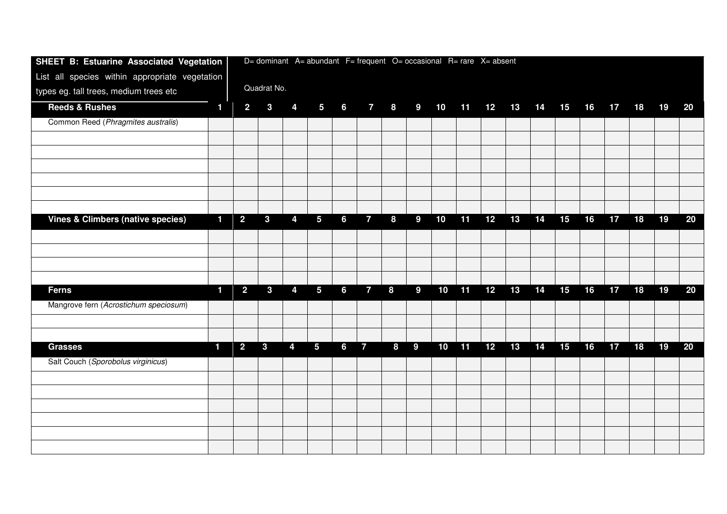| **SHEET B: Estuarine Associated Vegetation** List all species within appropriate vegetation types eg. tall trees, medium trees etc | D= dominant A= abundant F= frequent O= occasional R= rare X= absent Quadrat No. | | | | | | | | | | | | | | | | | | | |
|---|---|---|---|---|---|---|---|---|---|---|---|---|---|---|---|---|---|---|---|---|
| **Reeds & Rushes** | **1** | **2** | **3** | **4** | **5** | **6** | **7** | **8** | **9** | **10** | **11** | **12** | **13** | **14** | **15** | **16** | **17** | **18** | **19** | **20** |
| Common Reed (*Phragmites australis*) | | | | | | | | | | | | | | | | | | | | |
| | | | | | | | | | | | | | | | | | | | | |
| | | | | | | | | | | | | | | | | | | | | |
| | | | | | | | | | | | | | | | | | | | | |
| | | | | | | | | | | | | | | | | | | | | |
| | | | | | | | | | | | | | | | | | | | | |
| | | | | | | | | | | | | | | | | | | | | |
| **Vines & Climbers (native species)** | **1** | **2** | **3** | **4** | **5** | **6** | **7** | **8** | **9** | **10** | **11** | **12** | **13** | **14** | **15** | **16** | **17** | **18** | **19** | **20** |
| | | | | | | | | | | | | | | | | | | | | |
| | | | | | | | | | | | | | | | | | | | | |
| | | | | | | | | | | | | | | | | | | | | |
| | | | | | | | | | | | | | | | | | | | | |
| **Ferns** | **1** | **2** | **3** | **4** | **5** | **6** | **7** | **8** | **9** | **10** | **11** | **12** | **13** | **14** | **15** | **16** | **17** | **18** | **19** | **20** |
| Mangrove fern (*Acrostichum speciosum*) | | | | | | | | | | | | | | | | | | | | |
| | | | | | | | | | | | | | | | | | | | | |
| | | | | | | | | | | | | | | | | | | | | |
| **Grasses** | **1** | **2** | **3** | **4** | **5** | **6** | **7** | **8** | **9** | **10** | **11** | **12** | **13** | **14** | **15** | **16** | **17** | **18** | **19** | **20** |
| Salt Couch (*Sporobolus virginicus*) | | | | | | | | | | | | | | | | | | | | |
| | | | | | | | | | | | | | | | | | | | | |
| | | | | | | | | | | | | | | | | | | | | |
| | | | | | | | | | | | | | | | | | | | | |
| | | | | | | | | | | | | | | | | | | | | |
| | | | | | | | | | | | | | | | | | | | | |
| | | | | | | | | | | | | | | | | | | | | |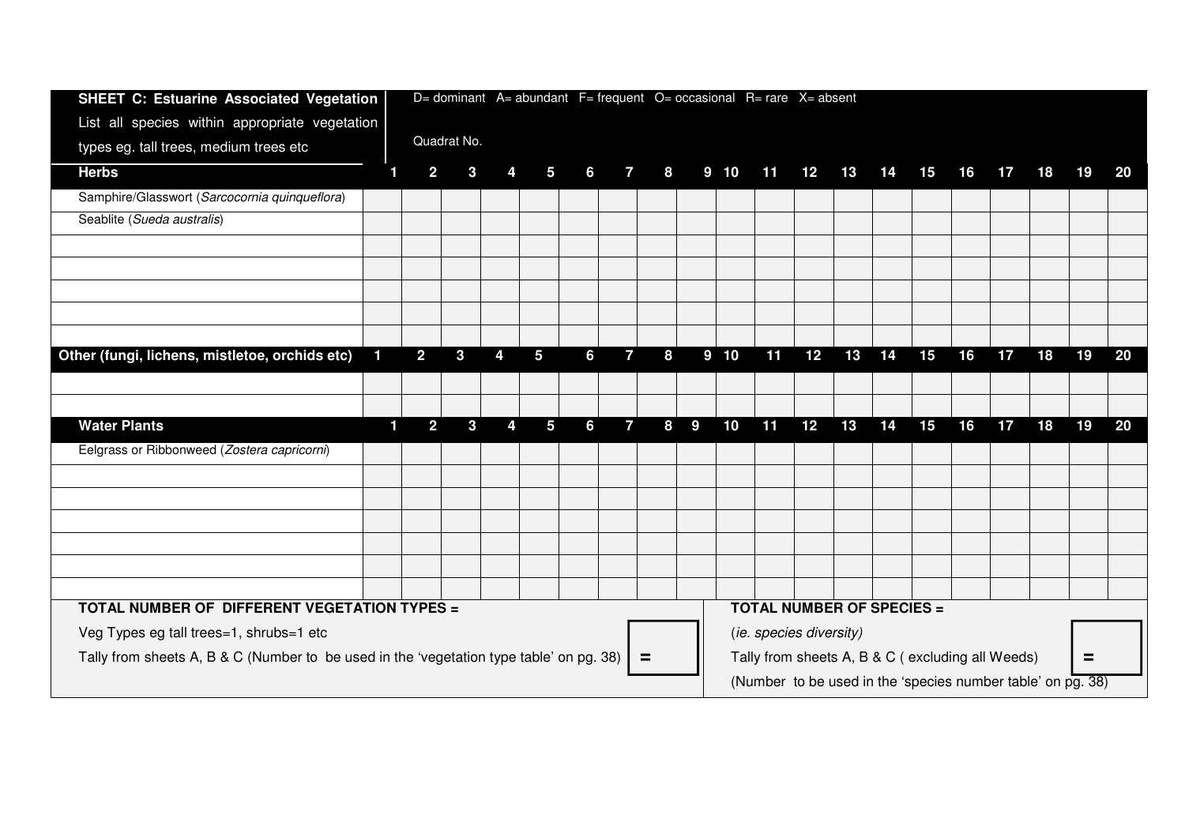**SHEET C: Estuarine Associated Vegetation**

List all species within appropriate vegetation types eg. tall trees, medium trees etc

D= dominant A= abundant F= frequent O= occasional R= rare X= absent

Quadrat No.

| **Herbs** | 1 | 2 | 3 | 4 | 5 | 6 | 7 | 8 | 9 | 10 | 11 | 12 | 13 | 14 | 15 | 16 | 17 | 18 | 19 | 20 |
|---|---|---|---|---|---|---|---|---|---|---|---|---|---|---|---|---|---|---|---|---|
| Samphire/Glasswort (*Sarcocornia quinqueflora*) | | | | | | | | | | | | | | | | | | | | |
| Seablite (*Sueda australis*) | | | | | | | | | | | | | | | | | | | | |
| | | | | | | | | | | | | | | | | | | | | |
| | | | | | | | | | | | | | | | | | | | | |
| | | | | | | | | | | | | | | | | | | | | |
| | | | | | | | | | | | | | | | | | | | | |
| | | | | | | | | | | | | | | | | | | | | |
| **Other (fungi, lichens, mistletoe, orchids etc)** | **1** | **2** | **3** | **4** | **5** | **6** | **7** | **8** | **9** | **10** | **11** | **12** | **13** | **14** | **15** | **16** | **17** | **18** | **19** | **20** |
| | | | | | | | | | | | | | | | | | | | | |
| | | | | | | | | | | | | | | | | | | | | |
| **Water Plants** | **1** | **2** | **3** | **4** | **5** | **6** | **7** | **8** | **9** | **10** | **11** | **12** | **13** | **14** | **15** | **16** | **17** | **18** | **19** | **20** |
| Eelgrass or Ribbonweed (*Zostera capricorni*) | | | | | | | | | | | | | | | | | | | | |
| | | | | | | | | | | | | | | | | | | | | |
| | | | | | | | | | | | | | | | | | | | | |
| | | | | | | | | | | | | | | | | | | | | |
| | | | | | | | | | | | | | | | | | | | | |
| | | | | | | | | | | | | | | | | | | | | |
| | | | | | | | | | | | | | | | | | | | | |

**TOTAL NUMBER OF DIFFERENT VEGETATION TYPES =**

Veg Types eg tall trees=1, shrubs=1 etc

Tally from sheets A, B & C (Number to be used in the 'vegetation type table' on pg. 38) **=**

**TOTAL NUMBER OF SPECIES =**

(*ie. species diversity*)

Tally from sheets A, B & C ( excluding all Weeds) **=**

(Number to be used in the 'species number table' on pg. 38)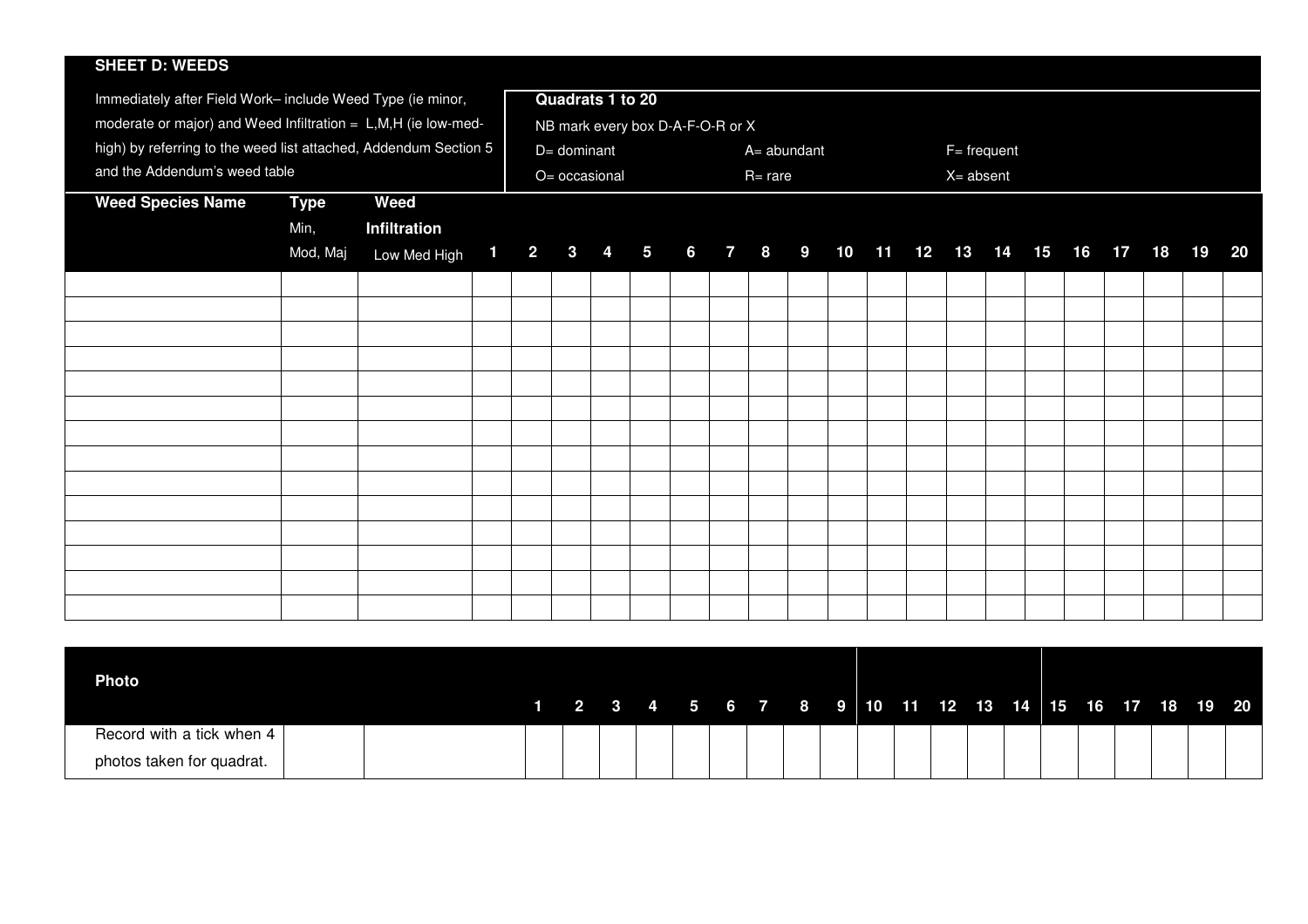**SHEET D: WEEDS**

Immediately after Field Work– include Weed Type (ie minor, moderate or major) and Weed Infiltration = L,M,H (ie low-med-high) by referring to the weed list attached, Addendum Section 5 and the Addendum's weed table

**Quadrats 1 to 20**

NB mark every box D-A-F-O-R or X

D= dominant | A= abundant | F= frequent
O= occasional | R= rare | X= absent

| Weed Species Name | Type Min, Mod, Maj | Weed Infiltration Low Med High | 1 | 2 | 3 | 4 | 5 | 6 | 7 | 8 | 9 | 10 | 11 | 12 | 13 | 14 | 15 | 16 | 17 | 18 | 19 | 20 |
|---|---|---|---|---|---|---|---|---|---|---|---|---|---|---|---|---|---|---|---|---|---|---|
| | | | | | | | | | | | | | | | | | | | | | | |
| | | | | | | | | | | | | | | | | | | | | | | |
| | | | | | | | | | | | | | | | | | | | | | | |
| | | | | | | | | | | | | | | | | | | | | | | |
| | | | | | | | | | | | | | | | | | | | | | | |
| | | | | | | | | | | | | | | | | | | | | | | |
| | | | | | | | | | | | | | | | | | | | | | | |
| | | | | | | | | | | | | | | | | | | | | | | |
| | | | | | | | | | | | | | | | | | | | | | | |
| | | | | | | | | | | | | | | | | | | | | | | |
| | | | | | | | | | | | | | | | | | | | | | | |
| | | | | | | | | | | | | | | | | | | | | | | |
| | | | | | | | | | | | | | | | | | | | | | | |
| | | | | | | | | | | | | | | | | | | | | | | |

| Photo | | 1 | 2 | 3 | 4 | 5 | 6 | 7 | 8 | 9 | 10 | 11 | 12 | 13 | 14 | 15 | 16 | 17 | 18 | 19 | 20 |
|---|---|---|---|---|---|---|---|---|---|---|---|---|---|---|---|---|---|---|---|---|---|
| Record with a tick when 4 photos taken for quadrat. | | | | | | | | | | | | | | | | | | | | | |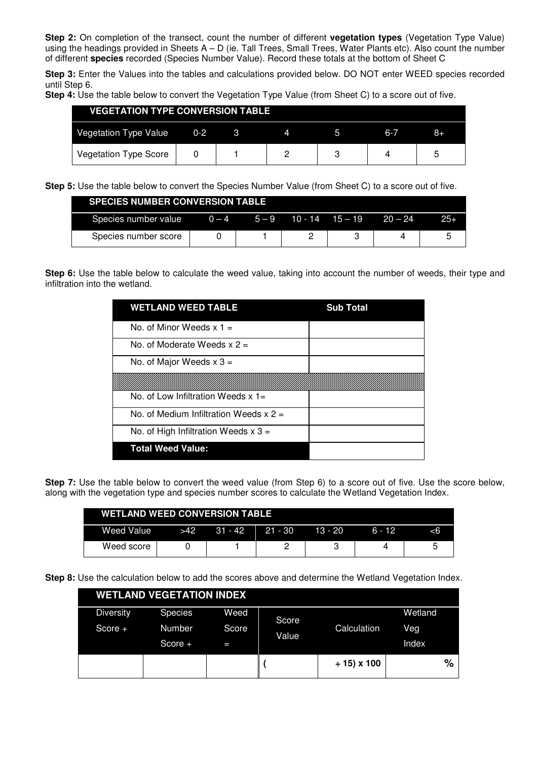**Step 2:** On completion of the transect, count the number of different **vegetation types** (Vegetation Type Value) using the headings provided in Sheets A – D (ie. Tall Trees, Small Trees, Water Plants etc). Also count the number of different **species** recorded (Species Number Value). Record these totals at the bottom of Sheet C

**Step 3:** Enter the Values into the tables and calculations provided below. DO NOT enter WEED species recorded until Step 6.

**Step 4:** Use the table below to convert the Vegetation Type Value (from Sheet C) to a score out of five.

| VEGETATION TYPE CONVERSION TABLE | | | | | | |
|---|---|---|---|---|---|---|
| Vegetation Type Value | 0-2 | 3 | 4 | 5 | 6-7 | 8+ |
| Vegetation Type Score | 0 | 1 | 2 | 3 | 4 | 5 |

**Step 5:** Use the table below to convert the Species Number Value (from Sheet C) to a score out of five.

| SPECIES NUMBER CONVERSION TABLE | | | | | | |
|---|---|---|---|---|---|---|
| Species number value | 0 – 4 | 5 – 9 | 10 - 14 | 15 – 19 | 20 – 24 | 25+ |
| Species number score | 0 | 1 | 2 | 3 | 4 | 5 |

**Step 6:** Use the table below to calculate the weed value, taking into account the number of weeds, their type and infiltration into the wetland.

| WETLAND WEED TABLE | Sub Total |
|---|---|
| No. of Minor Weeds x 1 = | |
| No. of Moderate Weeds x 2 = | |
| No. of Major Weeds x 3 = | |
| | |
| No. of Low Infiltration Weeds x 1= | |
| No. of Medium Infiltration Weeds x 2 = | |
| No. of High Infiltration Weeds x 3 = | |
| **Total Weed Value:** | |

**Step 7:** Use the table below to convert the weed value (from Step 6) to a score out of five. Use the score below, along with the vegetation type and species number scores to calculate the Wetland Vegetation Index.

| WETLAND WEED CONVERSION TABLE | | | | | | |
|---|---|---|---|---|---|---|
| Weed Value | >42 | 31 - 42 | 21 - 30 | 13 - 20 | 6 - 12 | <6 |
| Weed score | 0 | 1 | 2 | 3 | 4 | 5 |

**Step 8:** Use the calculation below to add the scores above and determine the Wetland Vegetation Index.

| WETLAND VEGETATION INDEX | | | | | |
|---|---|---|---|---|---|
| Diversity Score + | Species Number Score + | Weed Score = | Score Value | Calculation | Wetland Veg Index |
| | | | ( | ÷ 15) x 100 | % |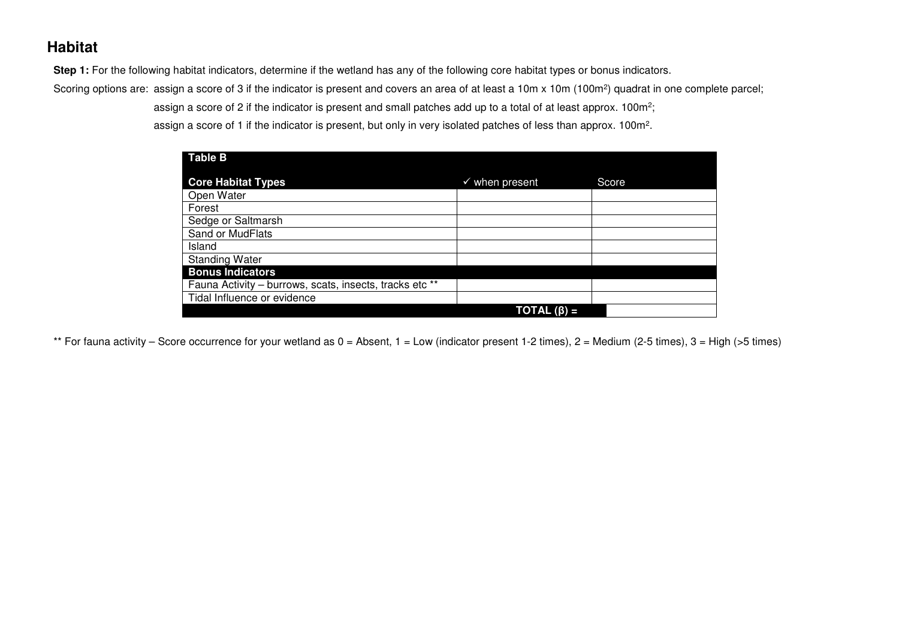## Habitat

**Step 1:** For the following habitat indicators, determine if the wetland has any of the following core habitat types or bonus indicators.

Scoring options are: assign a score of 3 if the indicator is present and covers an area of at least a 10m x 10m (100m$^2$) quadrat in one complete parcel;

assign a score of 2 if the indicator is present and small patches add up to a total of at least approx. 100m$^2$;

assign a score of 1 if the indicator is present, but only in very isolated patches of less than approx. 100m$^2$.

| **Table B** | | |
|---|---|---|
| **Core Habitat Types** | ✓ when present | Score |
| Open Water | | |
| Forest | | |
| Sedge or Saltmarsh | | |
| Sand or MudFlats | | |
| Island | | |
| Standing Water | | |
| **Bonus Indicators** | | |
| Fauna Activity – burrows, scats, insects, tracks etc ** | | |
| Tidal Influence or evidence | | |
| | **TOTAL (β) =** | |

** For fauna activity – Score occurrence for your wetland as 0 = Absent, 1 = Low (indicator present 1-2 times), 2 = Medium (2-5 times), 3 = High (>5 times)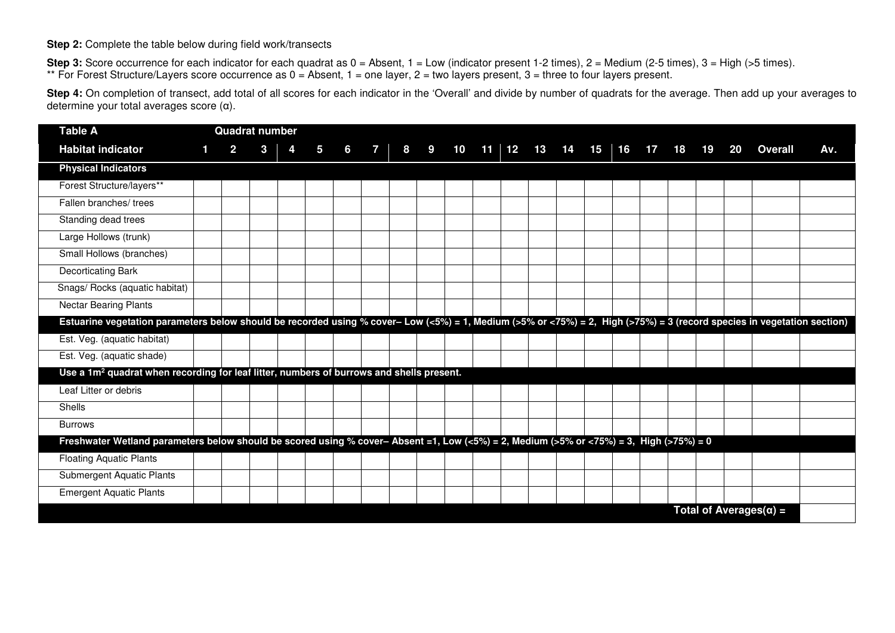**Step 2:** Complete the table below during field work/transects

**Step 3:** Score occurrence for each indicator for each quadrat as 0 = Absent, 1 = Low (indicator present 1-2 times), 2 = Medium (2-5 times), 3 = High (>5 times).
** For Forest Structure/Layers score occurrence as 0 = Absent, 1 = one layer, 2 = two layers present, 3 = three to four layers present.

**Step 4:** On completion of transect, add total of all scores for each indicator in the 'Overall' and divide by number of quadrats for the average. Then add up your averages to determine your total averages score (α).

| **Table A** | **Quadrat number** | | | | | | | | | | | | | | | | | | | | | |
|---|---|---|---|---|---|---|---|---|---|---|---|---|---|---|---|---|---|---|---|---|---|---|
| **Habitat indicator** | **1** | **2** | **3** | **4** | **5** | **6** | **7** | **8** | **9** | **10** | **11** | **12** | **13** | **14** | **15** | **16** | **17** | **18** | **19** | **20** | **Overall** | **Av.** |
| **Physical Indicators** | | | | | | | | | | | | | | | | | | | | | | |
| Forest Structure/layers** | | | | | | | | | | | | | | | | | | | | | | |
| Fallen branches/ trees | | | | | | | | | | | | | | | | | | | | | | |
| Standing dead trees | | | | | | | | | | | | | | | | | | | | | | |
| Large Hollows (trunk) | | | | | | | | | | | | | | | | | | | | | | |
| Small Hollows (branches) | | | | | | | | | | | | | | | | | | | | | | |
| Decorticating Bark | | | | | | | | | | | | | | | | | | | | | | |
| Snags/ Rocks (aquatic habitat) | | | | | | | | | | | | | | | | | | | | | | |
| Nectar Bearing Plants | | | | | | | | | | | | | | | | | | | | | | |
| **Estuarine vegetation parameters below should be recorded using % cover– Low (<5%) = 1, Medium (>5% or <75%) = 2, High (>75%) = 3 (record species in vegetation section)** | | | | | | | | | | | | | | | | | | | | | | |
| Est. Veg. (aquatic habitat) | | | | | | | | | | | | | | | | | | | | | | |
| Est. Veg. (aquatic shade) | | | | | | | | | | | | | | | | | | | | | | |
| **Use a 1m² quadrat when recording for leaf litter, numbers of burrows and shells present.** | | | | | | | | | | | | | | | | | | | | | | |
| Leaf Litter or debris | | | | | | | | | | | | | | | | | | | | | | |
| Shells | | | | | | | | | | | | | | | | | | | | | | |
| Burrows | | | | | | | | | | | | | | | | | | | | | | |
| **Freshwater Wetland parameters below should be scored using % cover– Absent =1, Low (<5%) = 2, Medium (>5% or <75%) = 3, High (>75%) = 0** | | | | | | | | | | | | | | | | | | | | | | |
| Floating Aquatic Plants | | | | | | | | | | | | | | | | | | | | | | |
| Submergent Aquatic Plants | | | | | | | | | | | | | | | | | | | | | | |
| Emergent Aquatic Plants | | | | | | | | | | | | | | | | | | | | | | |
| | | | | | | | | | | | | | | | | | | | | | **Total of Averages(α) =** | |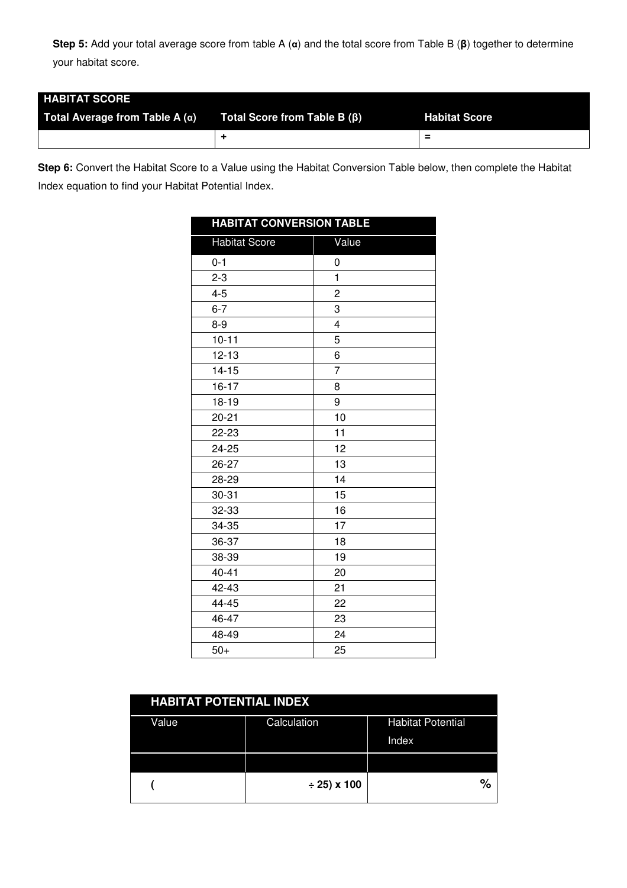**Step 5:** Add your total average score from table A (**α**) and the total score from Table B (**β**) together to determine your habitat score.

| HABITAT SCORE | | |
|---|---|---|
| **Total Average from Table A (α)** | **Total Score from Table B (β)** | **Habitat Score** |
| | **+** | **=** |

**Step 6:** Convert the Habitat Score to a Value using the Habitat Conversion Table below, then complete the Habitat Index equation to find your Habitat Potential Index.

| HABITAT CONVERSION TABLE | |
|---|---|
| Habitat Score | Value |
| 0-1 | 0 |
| 2-3 | 1 |
| 4-5 | 2 |
| 6-7 | 3 |
| 8-9 | 4 |
| 10-11 | 5 |
| 12-13 | 6 |
| 14-15 | 7 |
| 16-17 | 8 |
| 18-19 | 9 |
| 20-21 | 10 |
| 22-23 | 11 |
| 24-25 | 12 |
| 26-27 | 13 |
| 28-29 | 14 |
| 30-31 | 15 |
| 32-33 | 16 |
| 34-35 | 17 |
| 36-37 | 18 |
| 38-39 | 19 |
| 40-41 | 20 |
| 42-43 | 21 |
| 44-45 | 22 |
| 46-47 | 23 |
| 48-49 | 24 |
| 50+ | 25 |

| HABITAT POTENTIAL INDEX | | |
|---|---|---|
| Value | Calculation | Habitat Potential Index |
| | | |
| **(** | **÷ 25) x 100** | **%** |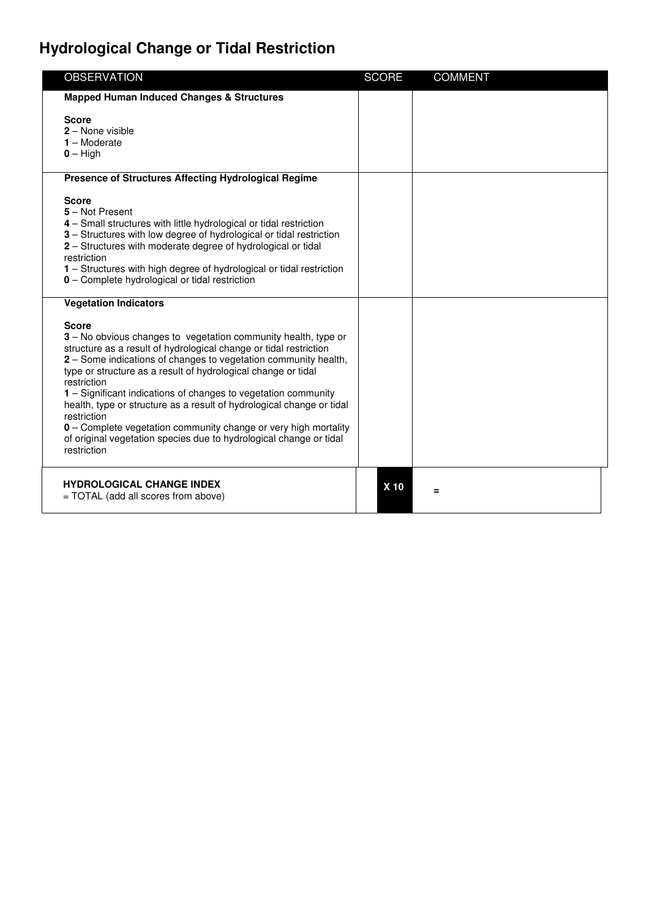## Hydrological Change or Tidal Restriction

| OBSERVATION | SCORE | COMMENT |
|---|---|---|
| **Mapped Human Induced Changes & Structures**<br><br>**Score**<br>**2** – None visible<br>**1** – Moderate<br>**0** – High | | |
| **Presence of Structures Affecting Hydrological Regime**<br><br>**Score**<br>**5** – Not Present<br>**4** – Small structures with little hydrological or tidal restriction<br>**3** – Structures with low degree of hydrological or tidal restriction<br>**2** – Structures with moderate degree of hydrological or tidal restriction<br>**1** – Structures with high degree of hydrological or tidal restriction<br>**0** – Complete hydrological or tidal restriction | | |
| **Vegetation Indicators**<br><br>**Score**<br>**3** – No obvious changes to vegetation community health, type or structure as a result of hydrological change or tidal restriction<br>**2** – Some indications of changes to vegetation community health, type or structure as a result of hydrological change or tidal restriction<br>**1** – Significant indications of changes to vegetation community health, type or structure as a result of hydrological change or tidal restriction<br>**0** – Complete vegetation community change or very high mortality of original vegetation species due to hydrological change or tidal restriction | | |
| **HYDROLOGICAL CHANGE INDEX**<br>= TOTAL (add all scores from above) | **X 10** | = |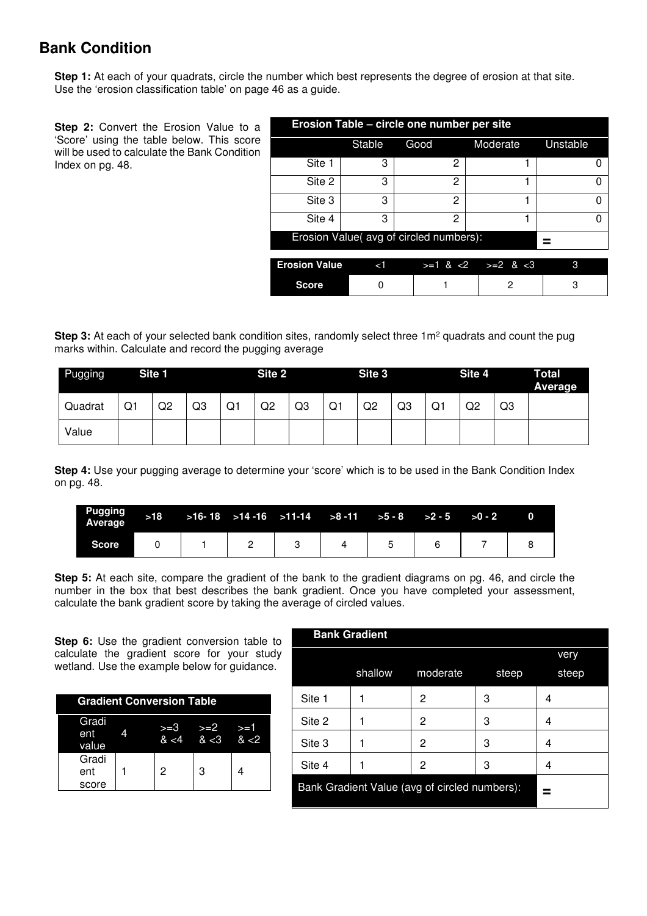## Bank Condition

**Step 1:** At each of your quadrats, circle the number which best represents the degree of erosion at that site. Use the 'erosion classification table' on page 46 as a guide.

**Step 2:** Convert the Erosion Value to a 'Score' using the table below. This score will be used to calculate the Bank Condition Index on pg. 48.

| Erosion Table – circle one number per site | | | | |
|---|---|---|---|---|
| | Stable | Good | Moderate | Unstable |
| Site 1 | 3 | 2 | 1 | 0 |
| Site 2 | 3 | 2 | 1 | 0 |
| Site 3 | 3 | 2 | 1 | 0 |
| Site 4 | 3 | 2 | 1 | 0 |
| Erosion Value( avg of circled numbers): | | | | = |

| Erosion Value | <1 | >=1 & <2 | >=2 & <3 | 3 |
|---|---|---|---|---|
| Score | 0 | 1 | 2 | 3 |

**Step 3:** At each of your selected bank condition sites, randomly select three 1m² quadrats and count the pug marks within. Calculate and record the pugging average

| Pugging | Site 1 | | | Site 2 | | | Site 3 | | | Site 4 | | | Total Average |
|---|---|---|---|---|---|---|---|---|---|---|---|---|---|
| Quadrat | Q1 | Q2 | Q3 | Q1 | Q2 | Q3 | Q1 | Q2 | Q3 | Q1 | Q2 | Q3 | |
| Value | | | | | | | | | | | | | |

**Step 4:** Use your pugging average to determine your 'score' which is to be used in the Bank Condition Index on pg. 48.

| Pugging Average | >18 | >16- 18 | >14 -16 | >11-14 | >8 -11 | >5 - 8 | >2 - 5 | >0 - 2 | 0 |
|---|---|---|---|---|---|---|---|---|---|
| Score | 0 | 1 | 2 | 3 | 4 | 5 | 6 | 7 | 8 |

**Step 5:** At each site, compare the gradient of the bank to the gradient diagrams on pg. 46, and circle the number in the box that best describes the bank gradient. Once you have completed your assessment, calculate the bank gradient score by taking the average of circled values.

**Step 6:** Use the gradient conversion table to calculate the gradient score for your study wetland. Use the example below for guidance.

| Gradient Conversion Table | | | | |
|---|---|---|---|---|
| Gradient value | 4 | >=3 & <4 | >=2 & <3 | >=1 & <2 |
| Gradient score | 1 | 2 | 3 | 4 |

| Bank Gradient | | | | |
|---|---|---|---|---|
| | shallow | moderate | steep | very steep |
| Site 1 | 1 | 2 | 3 | 4 |
| Site 2 | 1 | 2 | 3 | 4 |
| Site 3 | 1 | 2 | 3 | 4 |
| Site 4 | 1 | 2 | 3 | 4 |
| Bank Gradient Value (avg of circled numbers): | | | | = |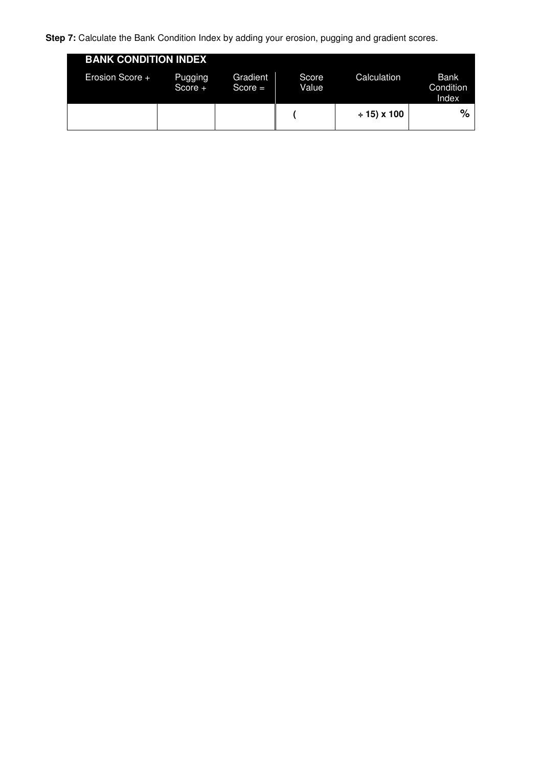**Step 7:** Calculate the Bank Condition Index by adding your erosion, pugging and gradient scores.

| **BANK CONDITION INDEX** | | | | | |
|---|---|---|---|---|---|
| Erosion Score + | Pugging Score + | Gradient Score = | Score Value | Calculation | Bank Condition Index |
| | | | **(** | **÷ 15) x 100** | **%** |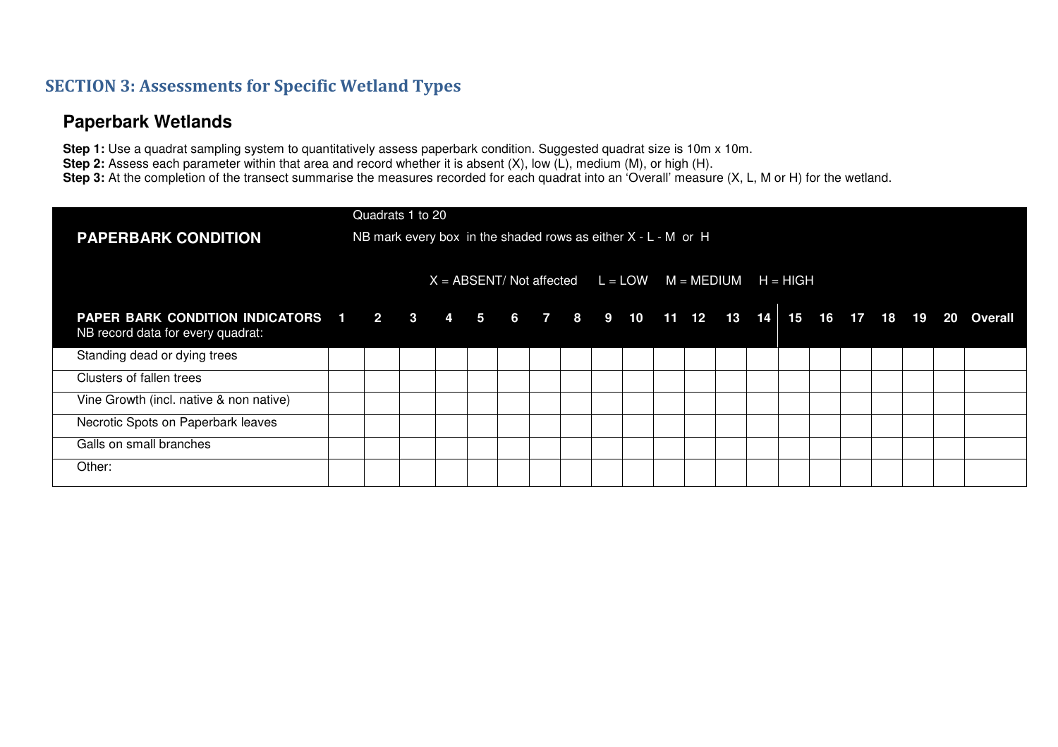## SECTION 3: Assessments for Specific Wetland Types

### Paperbark Wetlands

**Step 1:** Use a quadrat sampling system to quantitatively assess paperbark condition. Suggested quadrat size is 10m x 10m.
**Step 2:** Assess each parameter within that area and record whether it is absent (X), low (L), medium (M), or high (H).
**Step 3:** At the completion of the transect summarise the measures recorded for each quadrat into an 'Overall' measure (X, L, M or H) for the wetland.

| **PAPERBARK CONDITION** | Quadrats 1 to 20<br>NB mark every box in the shaded rows as either X - L - M or H<br>X = ABSENT/ Not affected L = LOW M = MEDIUM H = HIGH | | | | | | | | | | | | | | | | | | | | |
|---|---|---|---|---|---|---|---|---|---|---|---|---|---|---|---|---|---|---|---|---|---|
| **PAPER BARK CONDITION INDICATORS**<br>NB record data for every quadrat: | **1** | **2** | **3** | **4** | **5** | **6** | **7** | **8** | **9** | **10** | **11** | **12** | **13** | **14** | **15** | **16** | **17** | **18** | **19** | **20** | **Overall** |
| Standing dead or dying trees | | | | | | | | | | | | | | | | | | | | | |
| Clusters of fallen trees | | | | | | | | | | | | | | | | | | | | | |
| Vine Growth (incl. native & non native) | | | | | | | | | | | | | | | | | | | | | |
| Necrotic Spots on Paperbark leaves | | | | | | | | | | | | | | | | | | | | | |
| Galls on small branches | | | | | | | | | | | | | | | | | | | | | |
| Other: | | | | | | | | | | | | | | | | | | | | | |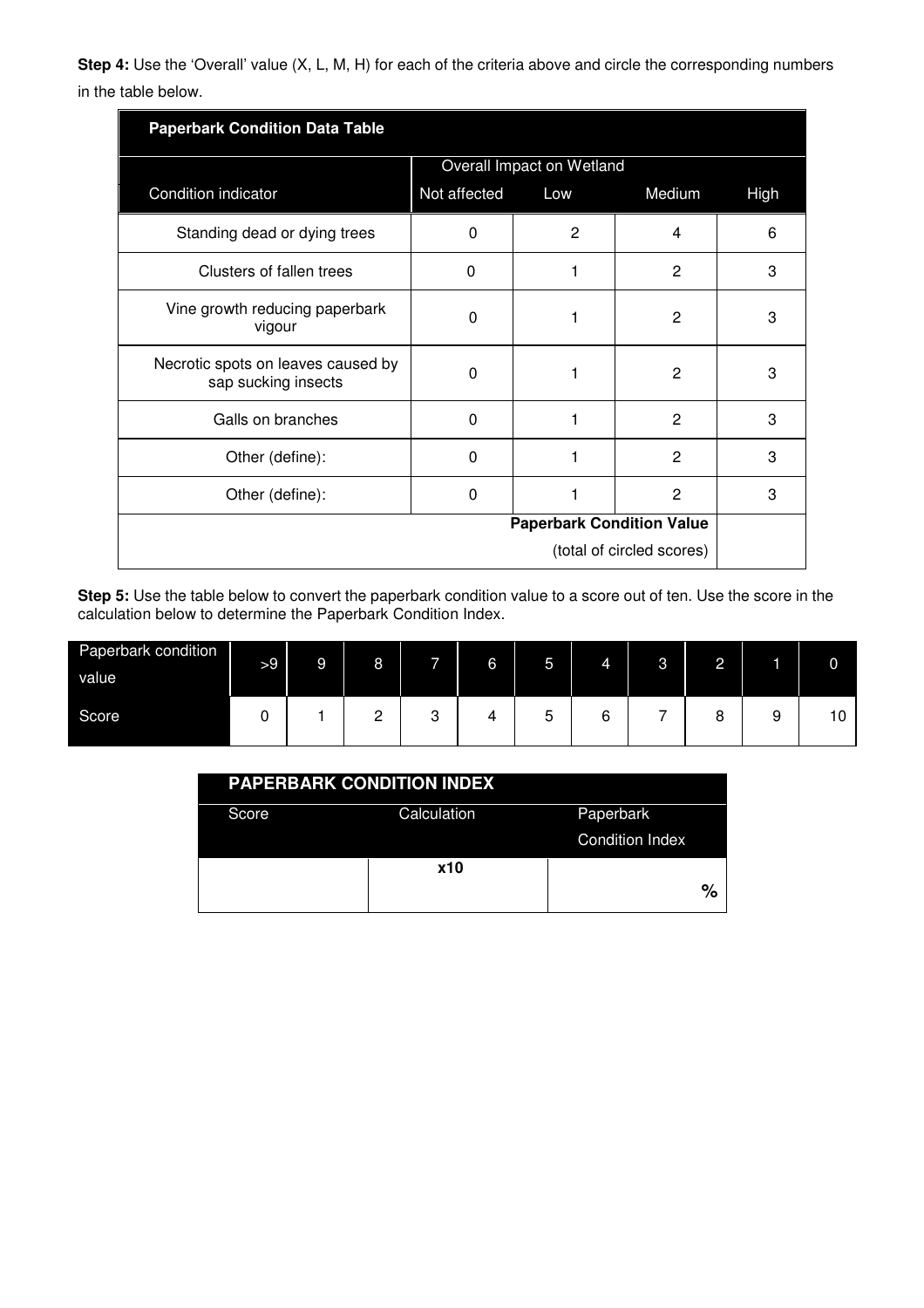**Step 4:** Use the 'Overall' value (X, L, M, H) for each of the criteria above and circle the corresponding numbers in the table below.

| Paperbark Condition Data Table | | | | |
|---|---|---|---|---|
| | Overall Impact on Wetland | | | |
| Condition indicator | Not affected | Low | Medium | High |
| Standing dead or dying trees | 0 | 2 | 4 | 6 |
| Clusters of fallen trees | 0 | 1 | 2 | 3 |
| Vine growth reducing paperbark vigour | 0 | 1 | 2 | 3 |
| Necrotic spots on leaves caused by sap sucking insects | 0 | 1 | 2 | 3 |
| Galls on branches | 0 | 1 | 2 | 3 |
| Other (define): | 0 | 1 | 2 | 3 |
| Other (define): | 0 | 1 | 2 | 3 |
| | | | **Paperbark Condition Value** (total of circled scores) | |

**Step 5:** Use the table below to convert the paperbark condition value to a score out of ten. Use the score in the calculation below to determine the Paperbark Condition Index.

| Paperbark condition value | >9 | 9 | 8 | 7 | 6 | 5 | 4 | 3 | 2 | 1 | 0 |
|---|---|---|---|---|---|---|---|---|---|---|---|
| Score | 0 | 1 | 2 | 3 | 4 | 5 | 6 | 7 | 8 | 9 | 10 |

| PAPERBARK CONDITION INDEX | | |
|---|---|---|
| Score | Calculation | Paperbark Condition Index |
| | **x10** | **%** |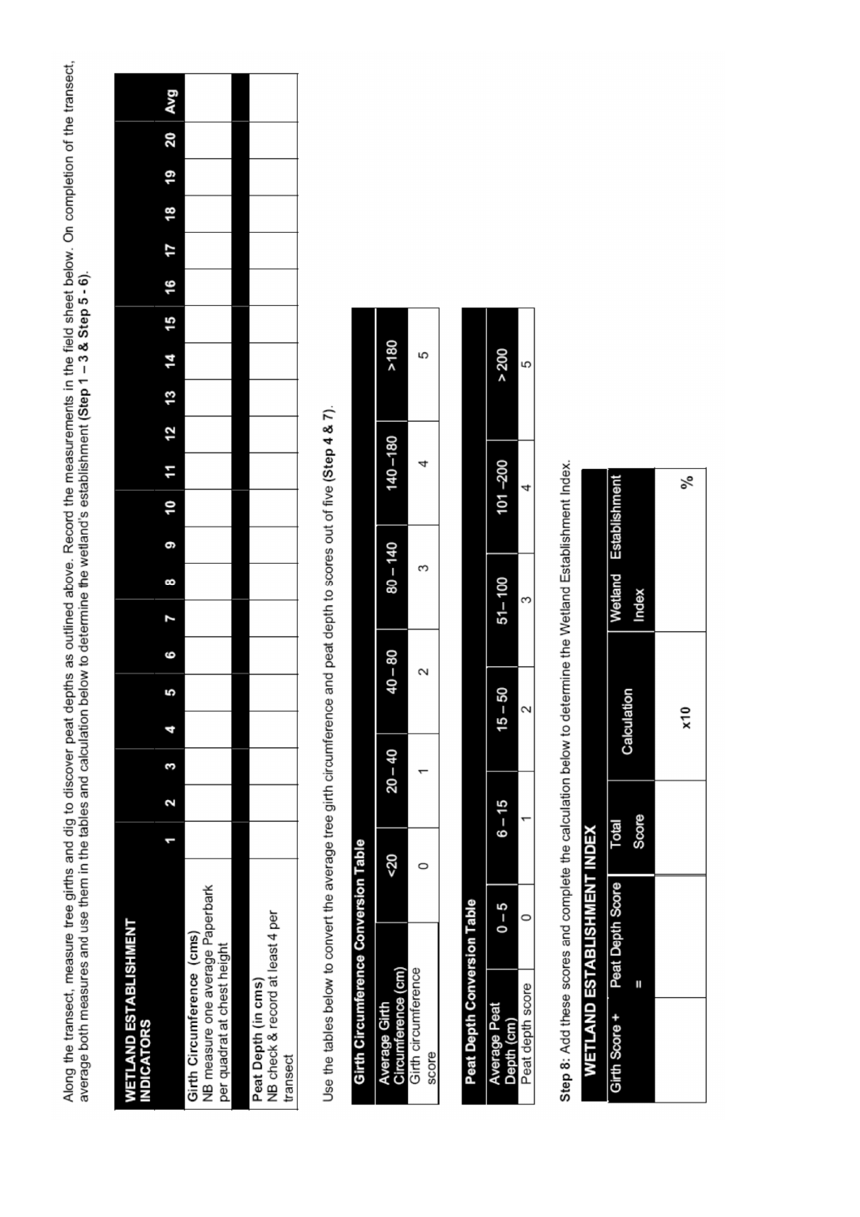Along the transect, measure tree girths and dig to discover peat depths as outlined above. Record the measurements in the field sheet below. On completion of the transect, average both measures and use them in the tables and calculation below to determine the wetland's establishment **(Step 1 – 3 & Step 5 - 6)**.

| WETLAND ESTABLISHMENT INDICATORS | 1 | 2 | 3 | 4 | 5 | 6 | 7 | 8 | 9 | 10 | 11 | 12 | 13 | 14 | 15 | 16 | 17 | 18 | 19 | 20 | Avg |
|---|---|---|---|---|---|---|---|---|---|---|---|---|---|---|---|---|---|---|---|---|---|
| **Girth Circumference (cms)** NB measure one average Paperbark per quadrat at chest height | | | | | | | | | | | | | | | | | | | | | |
| | | | | | | | | | | | | | | | | | | | | | |
| **Peat Depth (in cms)** NB check & record at least 4 per transect | | | | | | | | | | | | | | | | | | | | | |

Use the tables below to convert the average tree girth circumference and peat depth to scores out of five **(Step 4 & 7)**.

**Girth Circumference Conversion Table**

| Average Girth Circumference (cm) | <20 | 20 – 40 | 40 – 80 | 80 – 140 | 140 –180 | >180 |
|---|---|---|---|---|---|---|
| Girth circumference score | 0 | 1 | 2 | 3 | 4 | 5 |

**Peat Depth Conversion Table**

| Average Peat Depth (cm) | 0 – 5 | 6 – 15 | 15 – 50 | 51– 100 | 101 –200 | > 200 |
|---|---|---|---|---|---|---|
| Peat depth score | 0 | 1 | 2 | 3 | 4 | 5 |

**Step 8:** Add these scores and complete the calculation below to determine the Wetland Establishment Index.

**WETLAND ESTABLISHMENT INDEX**

| Girth Score + | Peat Depth Score = | Total Score | Calculation | Wetland Index | Establishment |
|---|---|---|---|---|---|
| | | | x10 | | % |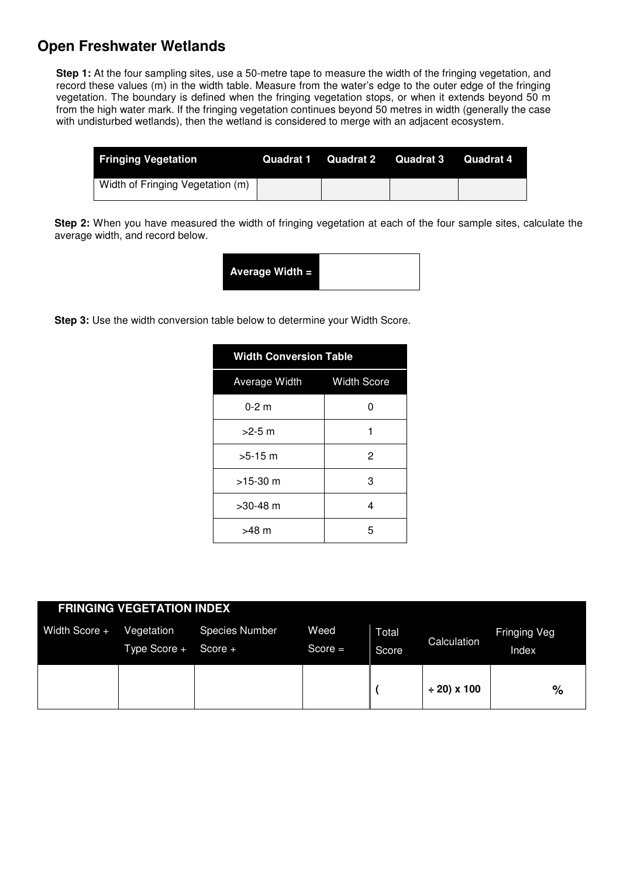## Open Freshwater Wetlands

**Step 1:** At the four sampling sites, use a 50-metre tape to measure the width of the fringing vegetation, and record these values (m) in the width table. Measure from the water's edge to the outer edge of the fringing vegetation. The boundary is defined when the fringing vegetation stops, or when it extends beyond 50 m from the high water mark. If the fringing vegetation continues beyond 50 metres in width (generally the case with undisturbed wetlands), then the wetland is considered to merge with an adjacent ecosystem.

| Fringing Vegetation | Quadrat 1 | Quadrat 2 | Quadrat 3 | Quadrat 4 |
|---|---|---|---|---|
| Width of Fringing Vegetation (m) | | | | |

**Step 2:** When you have measured the width of fringing vegetation at each of the four sample sites, calculate the average width, and record below.

| Average Width = | |
|---|---|

**Step 3:** Use the width conversion table below to determine your Width Score.

| Width Conversion Table | |
|---|---|
| Average Width | Width Score |
| 0-2 m | 0 |
| >2-5 m | 1 |
| >5-15 m | 2 |
| >15-30 m | 3 |
| >30-48 m | 4 |
| >48 m | 5 |

| FRINGING VEGETATION INDEX | | | | | | |
|---|---|---|---|---|---|---|
| Width Score + | Vegetation Type Score + | Species Number Score + | Weed Score = | Total Score | Calculation | Fringing Veg Index |
| | | | | ( | ÷ 20) x 100 | % |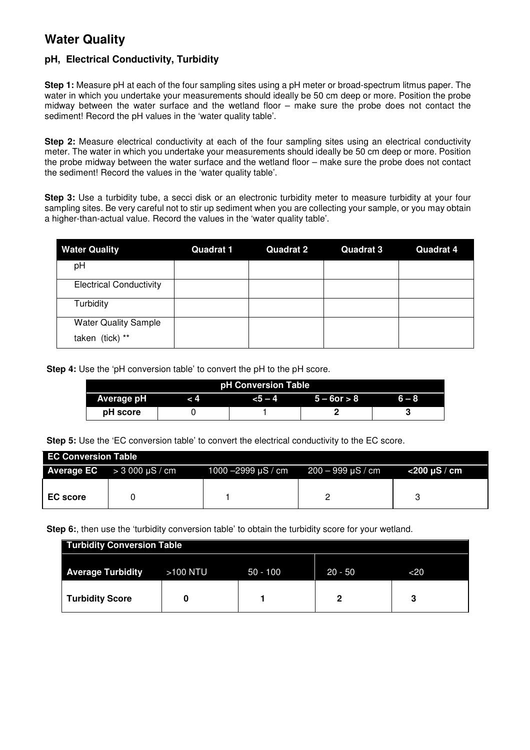# Water Quality

### pH, Electrical Conductivity, Turbidity

**Step 1:** Measure pH at each of the four sampling sites using a pH meter or broad-spectrum litmus paper. The water in which you undertake your measurements should ideally be 50 cm deep or more. Position the probe midway between the water surface and the wetland floor – make sure the probe does not contact the sediment! Record the pH values in the 'water quality table'.

**Step 2:** Measure electrical conductivity at each of the four sampling sites using an electrical conductivity meter. The water in which you undertake your measurements should ideally be 50 cm deep or more. Position the probe midway between the water surface and the wetland floor – make sure the probe does not contact the sediment! Record the values in the 'water quality table'.

**Step 3:** Use a turbidity tube, a secci disk or an electronic turbidity meter to measure turbidity at your four sampling sites. Be very careful not to stir up sediment when you are collecting your sample, or you may obtain a higher-than-actual value. Record the values in the 'water quality table'.

| Water Quality | Quadrat 1 | Quadrat 2 | Quadrat 3 | Quadrat 4 |
|---|---|---|---|---|
| pH | | | | |
| Electrical Conductivity | | | | |
| Turbidity | | | | |
| Water Quality Sample taken (tick) ** | | | | |

**Step 4:** Use the 'pH conversion table' to convert the pH to the pH score.

| pH Conversion Table | | | | |
|---|---|---|---|---|
| **Average pH** | **< 4** | **<5 – 4** | **5 – 6or > 8** | **6 – 8** |
| **pH score** | 0 | 1 | **2** | **3** |

**Step 5:** Use the 'EC conversion table' to convert the electrical conductivity to the EC score.

| EC Conversion Table | | | | |
|---|---|---|---|---|
| **Average EC** | > 3 000 µS / cm | 1000 –2999 µS / cm | 200 – 999 µS / cm | **<200 µS / cm** |
| **EC score** | 0 | 1 | 2 | 3 |

**Step 6:**, then use the 'turbidity conversion table' to obtain the turbidity score for your wetland.

| Turbidity Conversion Table | | | | |
|---|---|---|---|---|
| **Average Turbidity** | >100 NTU | 50 - 100 | 20 - 50 | <20 |
| **Turbidity Score** | **0** | **1** | **2** | **3** |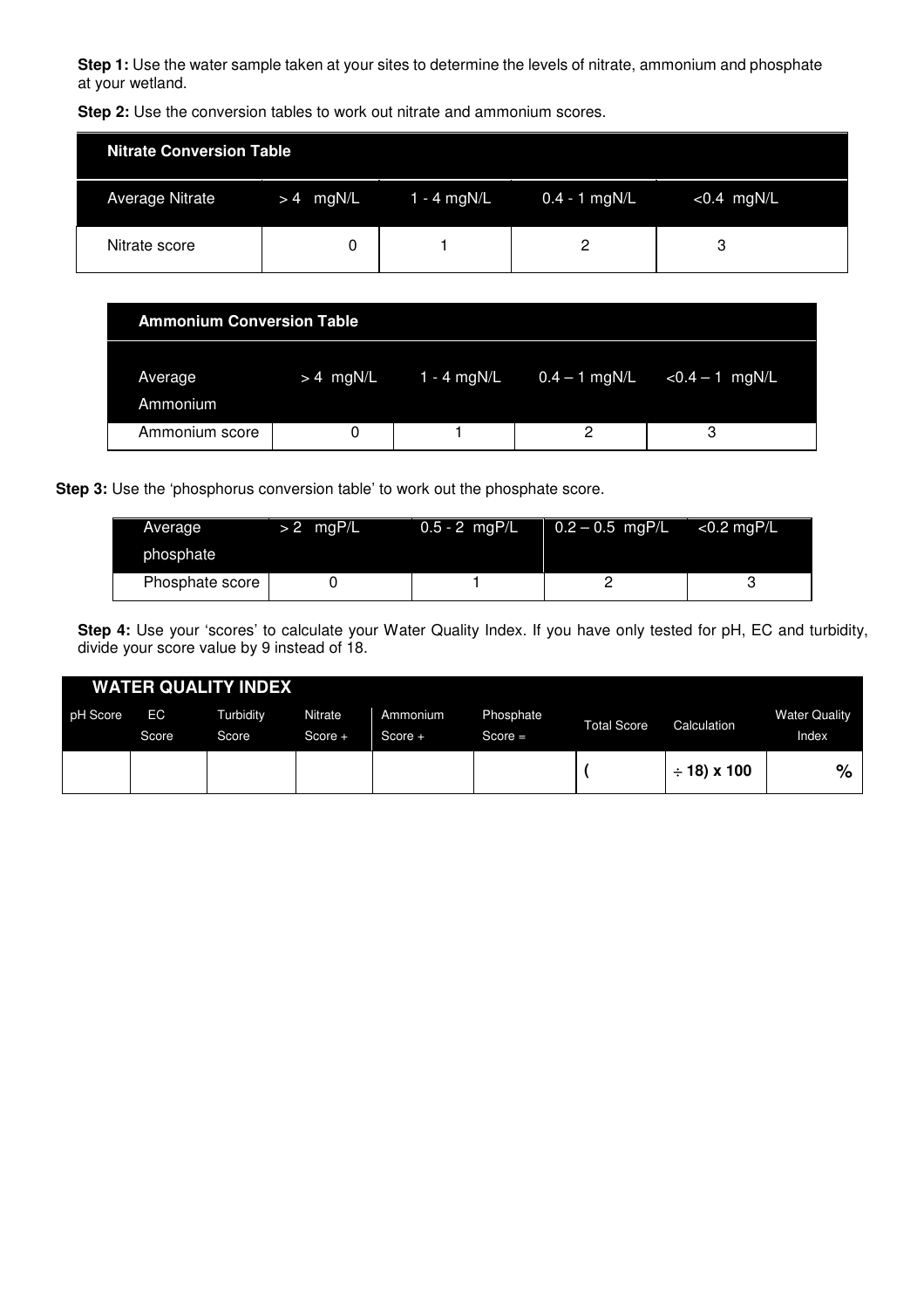**Step 1:** Use the water sample taken at your sites to determine the levels of nitrate, ammonium and phosphate at your wetland.

**Step 2:** Use the conversion tables to work out nitrate and ammonium scores.

| **Nitrate Conversion Table** | | | | |
|---|---|---|---|---|
| Average Nitrate | > 4 mgN/L | 1 - 4 mgN/L | 0.4 - 1 mgN/L | <0.4 mgN/L |
| Nitrate score | 0 | 1 | 2 | 3 |

| **Ammonium Conversion Table** | | | | |
|---|---|---|---|---|
| Average Ammonium | > 4 mgN/L | 1 - 4 mgN/L | 0.4 – 1 mgN/L | <0.4 – 1 mgN/L |
| Ammonium score | 0 | 1 | 2 | 3 |

**Step 3:** Use the 'phosphorus conversion table' to work out the phosphate score.

| Average phosphate | > 2 mgP/L | 0.5 - 2 mgP/L | 0.2 – 0.5 mgP/L | <0.2 mgP/L |
|---|---|---|---|---|
| Phosphate score | 0 | 1 | 2 | 3 |

**Step 4:** Use your 'scores' to calculate your Water Quality Index. If you have only tested for pH, EC and turbidity, divide your score value by 9 instead of 18.

| **WATER QUALITY INDEX** | | | | | | | | |
|---|---|---|---|---|---|---|---|---|
| pH Score | EC Score | Turbidity Score | Nitrate Score + | Ammonium Score + | Phosphate Score = | Total Score | Calculation | Water Quality Index |
| | | | | | | ( | ÷ 18) x 100 | % |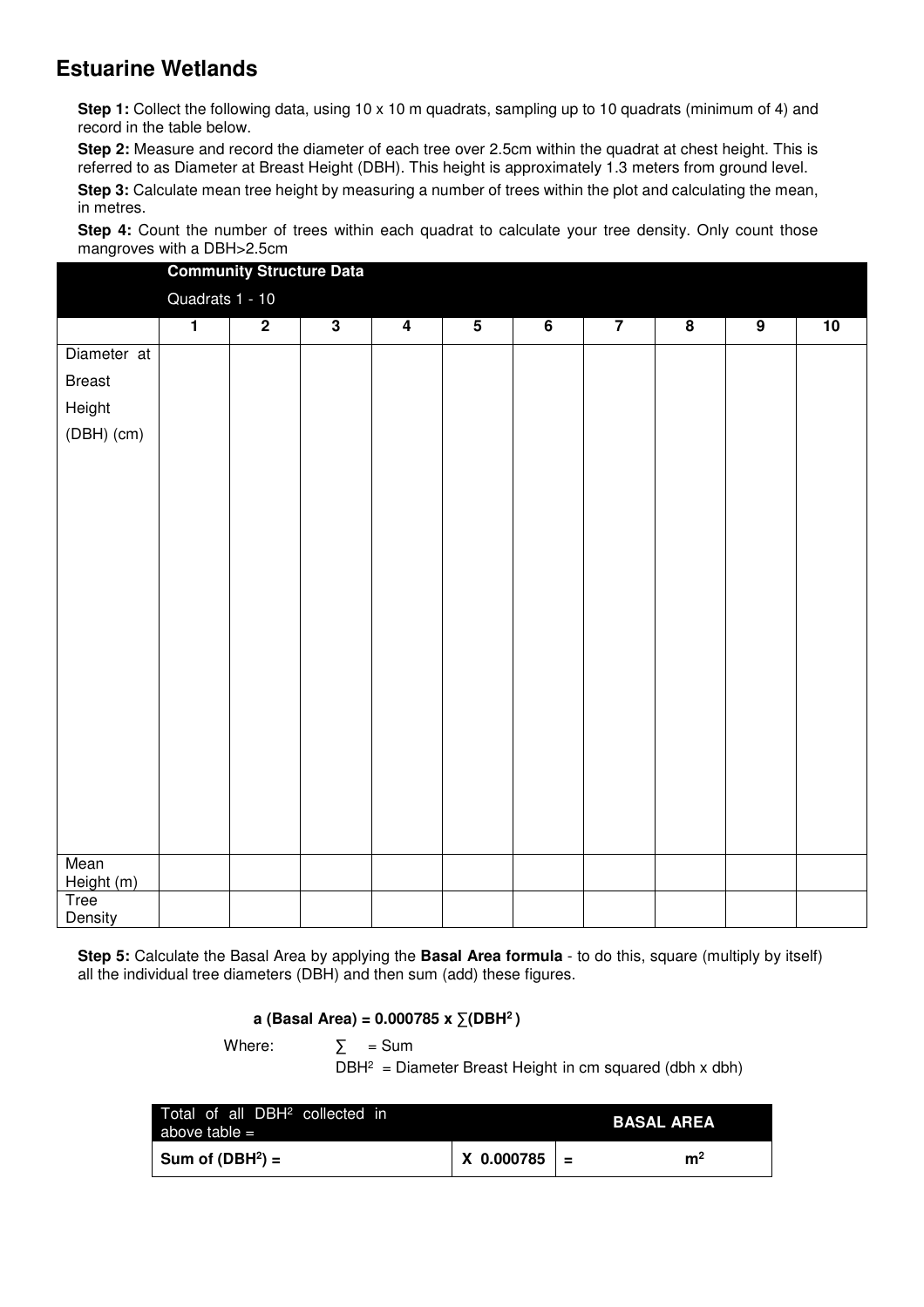## Estuarine Wetlands

**Step 1:** Collect the following data, using 10 x 10 m quadrats, sampling up to 10 quadrats (minimum of 4) and record in the table below.

**Step 2:** Measure and record the diameter of each tree over 2.5cm within the quadrat at chest height. This is referred to as Diameter at Breast Height (DBH). This height is approximately 1.3 meters from ground level.

**Step 3:** Calculate mean tree height by measuring a number of trees within the plot and calculating the mean, in metres.

**Step 4:** Count the number of trees within each quadrat to calculate your tree density. Only count those mangroves with a DBH>2.5cm

| | **Community Structure Data** Quadrats 1 - 10 | | | | | | | | | |
|---|---|---|---|---|---|---|---|---|---|---|
| | **1** | **2** | **3** | **4** | **5** | **6** | **7** | **8** | **9** | **10** |
| Diameter at Breast Height (DBH) (cm) | | | | | | | | | | |
| Mean Height (m) | | | | | | | | | | |
| Tree Density | | | | | | | | | | |

**Step 5:** Calculate the Basal Area by applying the **Basal Area formula** - to do this, square (multiply by itself) all the individual tree diameters (DBH) and then sum (add) these figures.

$$\textbf{a (Basal Area)} = 0.000785 \times \sum(DBH^2)$$

Where: $\sum$ = Sum

$DBH^2$ = Diameter Breast Height in cm squared (dbh x dbh)

| Total of all $DBH^2$ collected in above table = | | | **BASAL AREA** |
|---|---|---|---|
| **Sum of ($DBH^2$) =** | **X 0.000785** | **=** | **$m^2$** |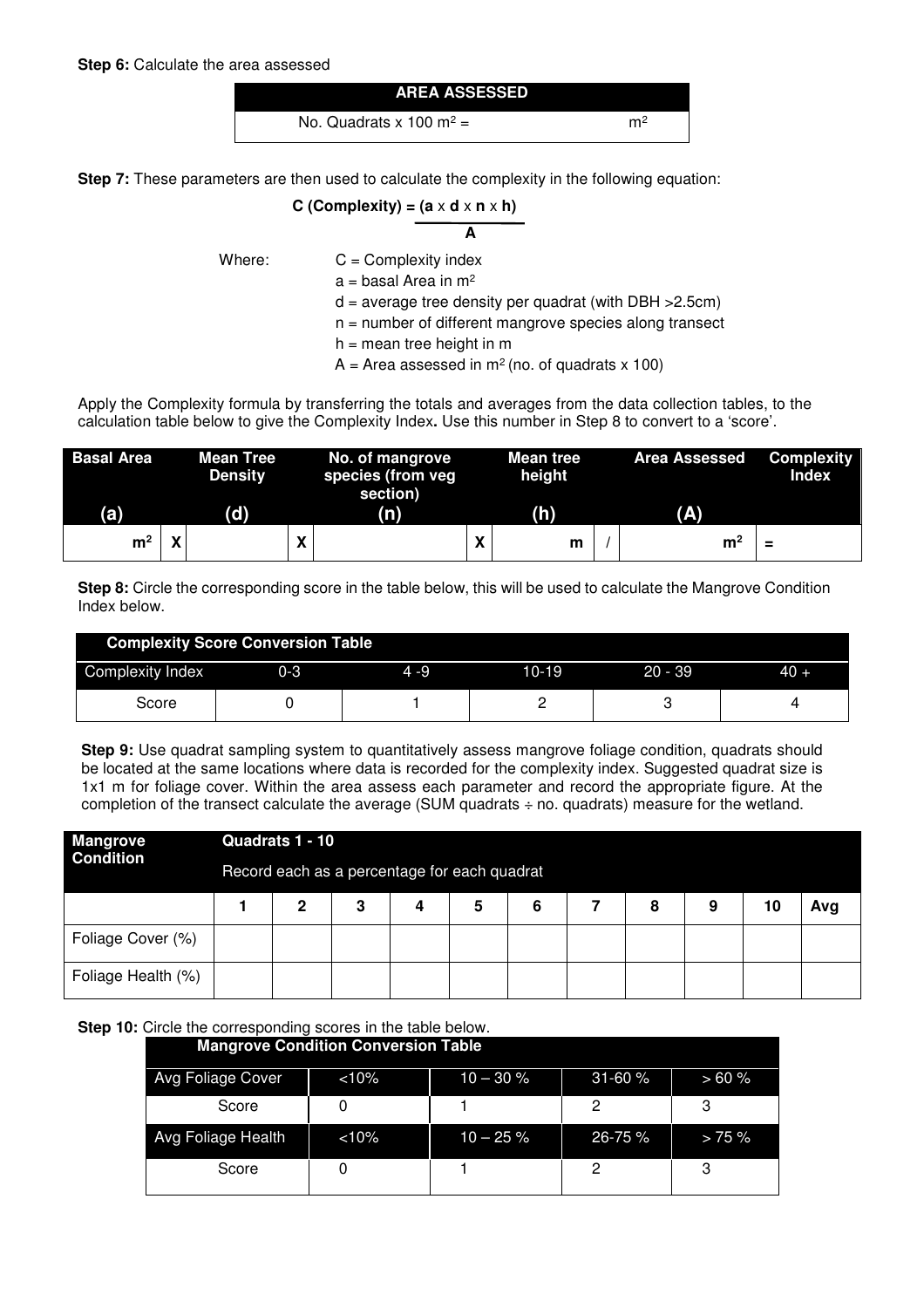**Step 6:** Calculate the area assessed

| AREA ASSESSED | |
|---|---|
| No. Quadrats x 100 $m^2$ = | $m^2$ |

**Step 7:** These parameters are then used to calculate the complexity in the following equation:

$$\textbf{C (Complexity)} = \frac{\mathbf{a} \times \mathbf{d} \times \mathbf{n} \times \mathbf{h}}{\mathbf{A}}$$

Where:

- C = Complexity index
- a = basal Area in $m^2$
- d = average tree density per quadrat (with DBH >2.5cm)
- n = number of different mangrove species along transect
- h = mean tree height in m
- A = Area assessed in $m^2$ (no. of quadrats x 100)

Apply the Complexity formula by transferring the totals and averages from the data collection tables, to the calculation table below to give the Complexity Index**.** Use this number in Step 8 to convert to a 'score'.

| Basal Area (a) | | Mean Tree Density (d) | | No. of mangrove species (from veg section) (n) | | Mean tree height (h) | | Area Assessed (A) | Complexity Index |
|---|---|---|---|---|---|---|---|---|---|
| $m^2$ | X | | X | | X | m | / | $m^2$ | = |

**Step 8:** Circle the corresponding score in the table below, this will be used to calculate the Mangrove Condition Index below.

| Complexity Score Conversion Table | | | | | |
|---|---|---|---|---|---|
| Complexity Index | 0-3 | 4 -9 | 10-19 | 20 - 39 | 40 + |
| Score | 0 | 1 | 2 | 3 | 4 |

**Step 9:** Use quadrat sampling system to quantitatively assess mangrove foliage condition, quadrats should be located at the same locations where data is recorded for the complexity index. Suggested quadrat size is 1x1 m for foliage cover. Within the area assess each parameter and record the appropriate figure. At the completion of the transect calculate the average (SUM quadrats ÷ no. quadrats) measure for the wetland.

| Mangrove Condition | Quadrats 1 - 10 Record each as a percentage for each quadrat | | | | | | | | | | |
|---|---|---|---|---|---|---|---|---|---|---|---|
| | 1 | 2 | 3 | 4 | 5 | 6 | 7 | 8 | 9 | 10 | Avg |
| Foliage Cover (%) | | | | | | | | | | | |
| Foliage Health (%) | | | | | | | | | | | |

**Step 10:** Circle the corresponding scores in the table below.

| Mangrove Condition Conversion Table | | | | |
|---|---|---|---|---|
| Avg Foliage Cover | <10% | 10 – 30 % | 31-60 % | > 60 % |
| Score | 0 | 1 | 2 | 3 |
| Avg Foliage Health | <10% | 10 – 25 % | 26-75 % | > 75 % |
| Score | 0 | 1 | 2 | 3 |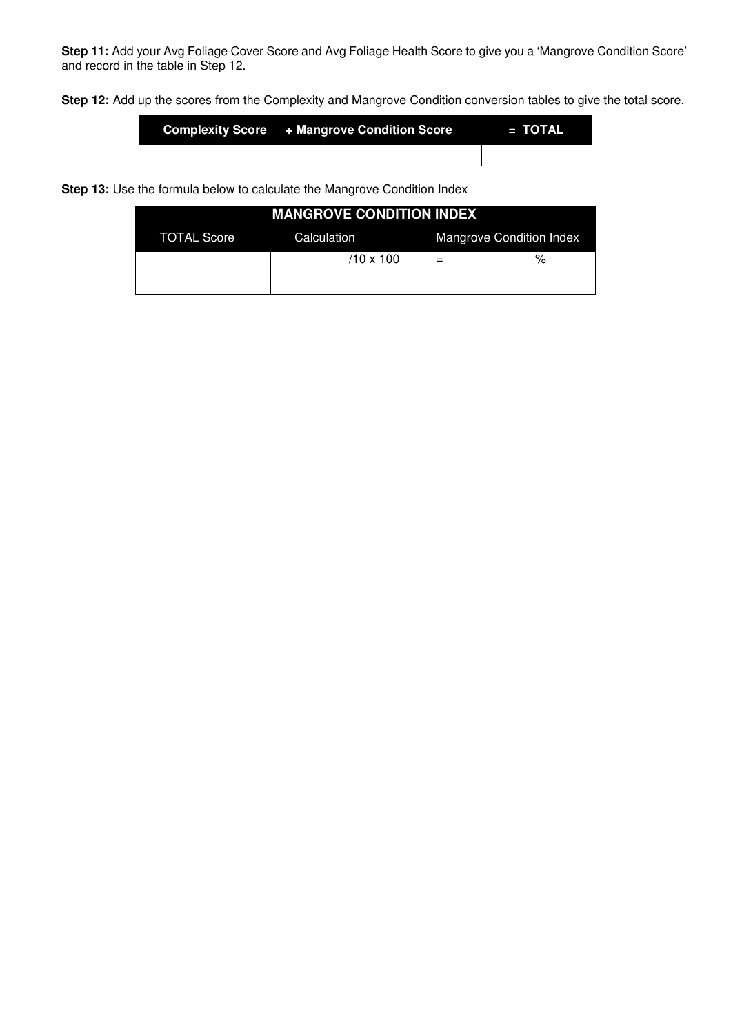**Step 11:** Add your Avg Foliage Cover Score and Avg Foliage Health Score to give you a 'Mangrove Condition Score' and record in the table in Step 12.

**Step 12:** Add up the scores from the Complexity and Mangrove Condition conversion tables to give the total score.

| Complexity Score | + Mangrove Condition Score | = TOTAL |
|---|---|---|
| | | |

**Step 13:** Use the formula below to calculate the Mangrove Condition Index

| MANGROVE CONDITION INDEX | | |
|---|---|---|
| TOTAL Score | Calculation | Mangrove Condition Index |
| | /10 x 100 | = % |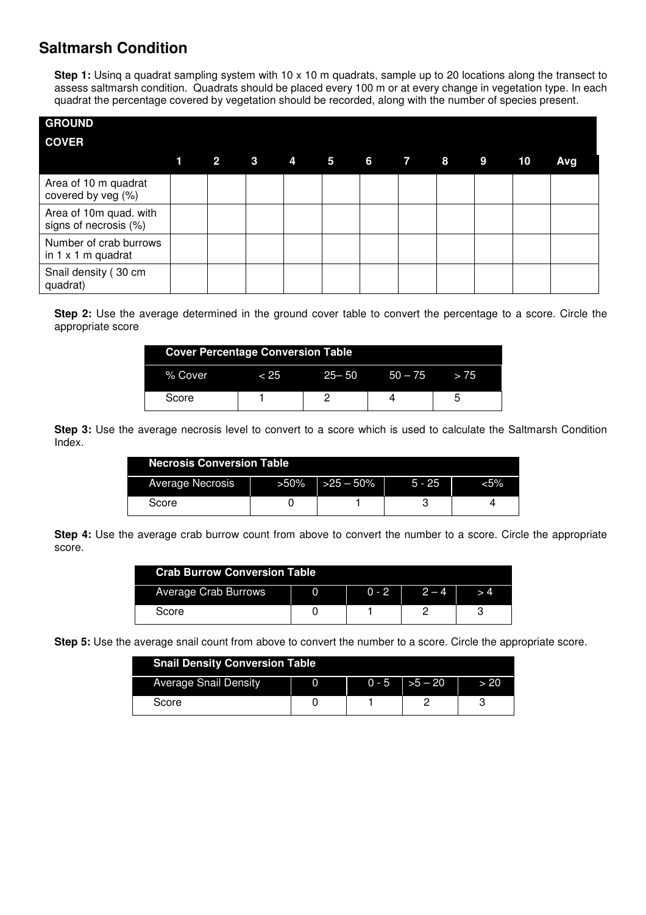## Saltmarsh Condition

**Step 1:** Usinq a quadrat sampling system with 10 x 10 m quadrats, sample up to 20 locations along the transect to assess saltmarsh condition. Quadrats should be placed every 100 m or at every change in vegetation type. In each quadrat the percentage covered by vegetation should be recorded, along with the number of species present.

| GROUND COVER | 1 | 2 | 3 | 4 | 5 | 6 | 7 | 8 | 9 | 10 | Avg |
|---|---|---|---|---|---|---|---|---|---|---|---|
| Area of 10 m quadrat covered by veg (%) | | | | | | | | | | | |
| Area of 10m quad. with signs of necrosis (%) | | | | | | | | | | | |
| Number of crab burrows in 1 x 1 m quadrat | | | | | | | | | | | |
| Snail density ( 30 cm quadrat) | | | | | | | | | | | |

**Step 2:** Use the average determined in the ground cover table to convert the percentage to a score. Circle the appropriate score

| Cover Percentage Conversion Table | | | | |
|---|---|---|---|---|
| % Cover | < 25 | 25– 50 | 50 – 75 | > 75 |
| Score | 1 | 2 | 4 | 5 |

**Step 3:** Use the average necrosis level to convert to a score which is used to calculate the Saltmarsh Condition Index.

| Necrosis Conversion Table | | | | |
|---|---|---|---|---|
| Average Necrosis | >50% | >25 – 50% | 5 - 25 | <5% |
| Score | 0 | 1 | 3 | 4 |

**Step 4:** Use the average crab burrow count from above to convert the number to a score. Circle the appropriate score.

| Crab Burrow Conversion Table | | | | |
|---|---|---|---|---|
| Average Crab Burrows | 0 | 0 - 2 | 2 – 4 | > 4 |
| Score | 0 | 1 | 2 | 3 |

**Step 5:** Use the average snail count from above to convert the number to a score. Circle the appropriate score.

| Snail Density Conversion Table | | | | |
|---|---|---|---|---|
| Average Snail Density | 0 | 0 - 5 | >5 – 20 | > 20 |
| Score | 0 | 1 | 2 | 3 |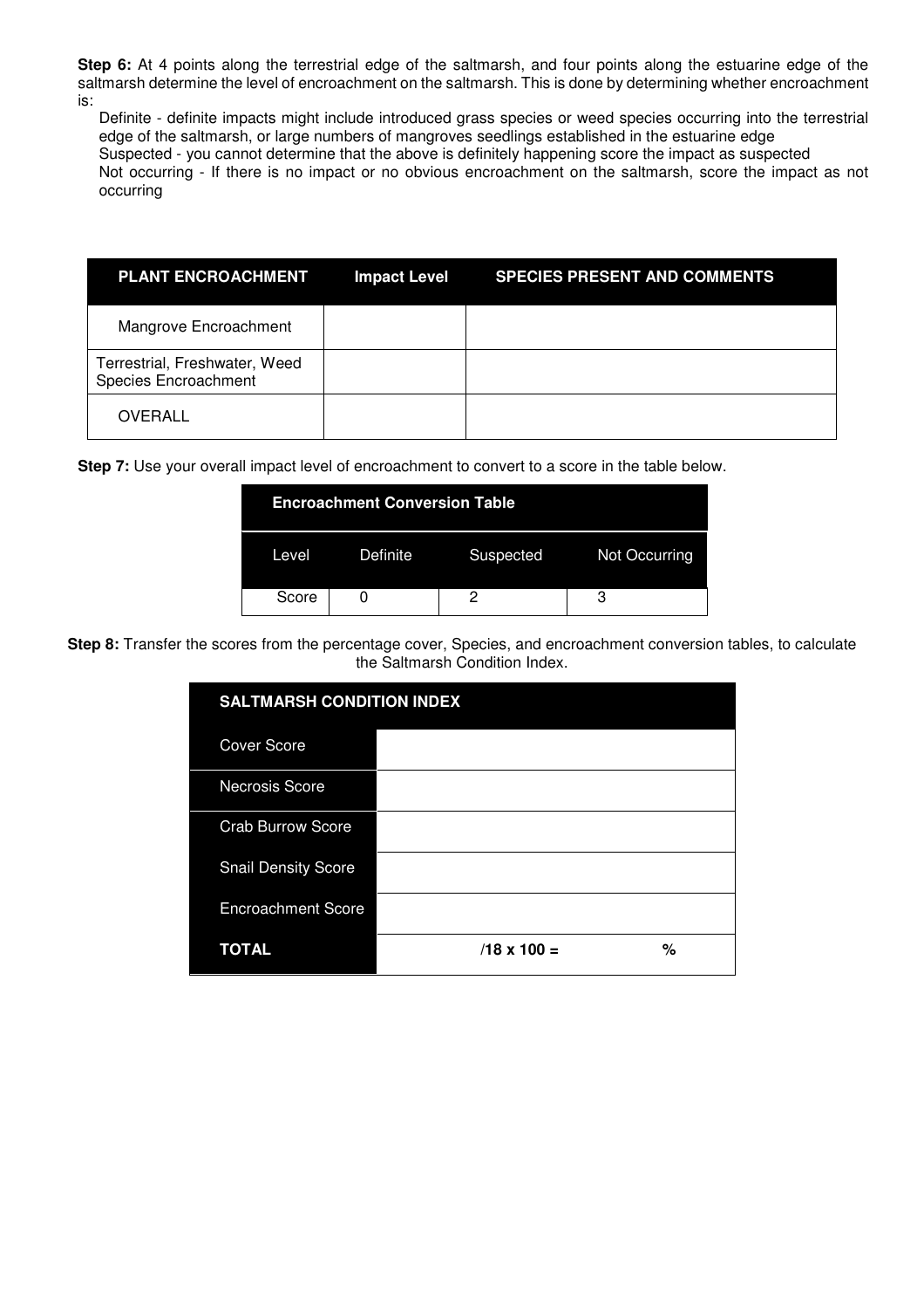**Step 6:** At 4 points along the terrestrial edge of the saltmarsh, and four points along the estuarine edge of the saltmarsh determine the level of encroachment on the saltmarsh. This is done by determining whether encroachment is:

Definite - definite impacts might include introduced grass species or weed species occurring into the terrestrial edge of the saltmarsh, or large numbers of mangroves seedlings established in the estuarine edge

Suspected - you cannot determine that the above is definitely happening score the impact as suspected

Not occurring - If there is no impact or no obvious encroachment on the saltmarsh, score the impact as not occurring

| PLANT ENCROACHMENT | Impact Level | SPECIES PRESENT AND COMMENTS |
|---|---|---|
| Mangrove Encroachment | | |
| Terrestrial, Freshwater, Weed Species Encroachment | | |
| OVERALL | | |

**Step 7:** Use your overall impact level of encroachment to convert to a score in the table below.

| Encroachment Conversion Table | | | |
|---|---|---|---|
| Level | Definite | Suspected | Not Occurring |
| Score | 0 | 2 | 3 |

**Step 8:** Transfer the scores from the percentage cover, Species, and encroachment conversion tables, to calculate the Saltmarsh Condition Index.

| SALTMARSH CONDITION INDEX | | |
|---|---|---|
| Cover Score | | |
| Necrosis Score | | |
| Crab Burrow Score | | |
| Snail Density Score | | |
| Encroachment Score | | |
| **TOTAL** | **/18 x 100 =** | **%** |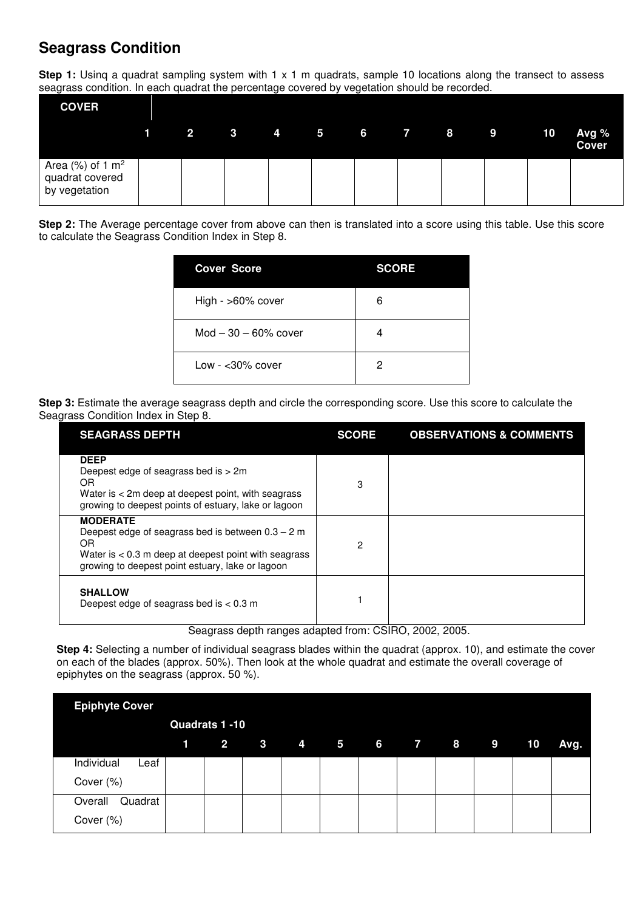## Seagrass Condition

**Step 1:** Usinq a quadrat sampling system with 1 x 1 m quadrats, sample 10 locations along the transect to assess seagrass condition. In each quadrat the percentage covered by vegetation should be recorded.

| COVER | | | | | | | | | | |
|---|---|---|---|---|---|---|---|---|---|---|
| | 1 | 2 | 3 | 4 | 5 | 6 | 7 | 8 | 9 | 10 | Avg % Cover |
| Area (%) of 1 $m^2$ quadrat covered by vegetation | | | | | | | | | | | |

**Step 2:** The Average percentage cover from above can then is translated into a score using this table. Use this score to calculate the Seagrass Condition Index in Step 8.

| Cover Score | SCORE |
|---|---|
| High - >60% cover | 6 |
| Mod – 30 – 60% cover | 4 |
| Low - <30% cover | 2 |

**Step 3:** Estimate the average seagrass depth and circle the corresponding score. Use this score to calculate the Seagrass Condition Index in Step 8.

| SEAGRASS DEPTH | SCORE | OBSERVATIONS & COMMENTS |
|---|---|---|
| **DEEP**<br>Deepest edge of seagrass bed is > 2m<br>OR<br>Water is < 2m deep at deepest point, with seagrass growing to deepest points of estuary, lake or lagoon | 3 | |
| **MODERATE**<br>Deepest edge of seagrass bed is between 0.3 – 2 m<br>OR<br>Water is < 0.3 m deep at deepest point with seagrass growing to deepest point estuary, lake or lagoon | 2 | |
| **SHALLOW**<br>Deepest edge of seagrass bed is < 0.3 m | 1 | |

Seagrass depth ranges adapted from: CSIRO, 2002, 2005.

**Step 4:** Selecting a number of individual seagrass blades within the quadrat (approx. 10), and estimate the cover on each of the blades (approx. 50%). Then look at the whole quadrat and estimate the overall coverage of epiphytes on the seagrass (approx. 50 %).

| Epiphyte Cover | Quadrats 1 -10 | | | | | | | | | | |
|---|---|---|---|---|---|---|---|---|---|---|---|
| | 1 | 2 | 3 | 4 | 5 | 6 | 7 | 8 | 9 | 10 | Avg. |
| Individual Leaf Cover (%) | | | | | | | | | | | |
| Overall Quadrat Cover (%) | | | | | | | | | | | |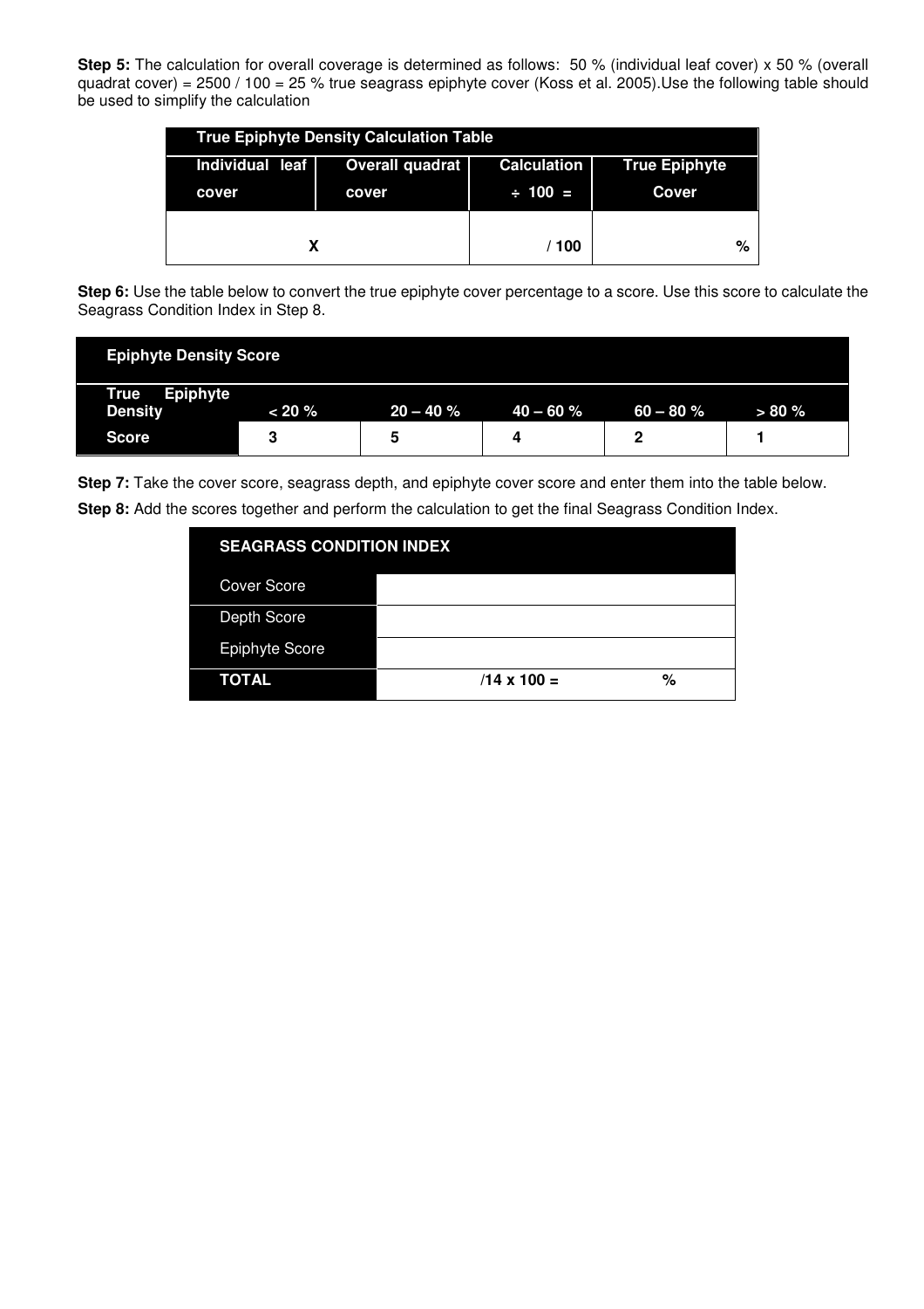**Step 5:** The calculation for overall coverage is determined as follows: 50 % (individual leaf cover) x 50 % (overall quadrat cover) = 2500 / 100 = 25 % true seagrass epiphyte cover (Koss et al. 2005).Use the following table should be used to simplify the calculation

| True Epiphyte Density Calculation Table | | | |
|---|---|---|---|
| Individual leaf cover | Overall quadrat cover | Calculation ÷ 100 = | True Epiphyte Cover |
| X | | / 100 | % |

**Step 6:** Use the table below to convert the true epiphyte cover percentage to a score. Use this score to calculate the Seagrass Condition Index in Step 8.

| Epiphyte Density Score | | | | | |
|---|---|---|---|---|---|
| True Epiphyte Density | < 20 % | 20 – 40 % | 40 – 60 % | 60 – 80 % | > 80 % |
| Score | 3 | 5 | 4 | 2 | 1 |

**Step 7:** Take the cover score, seagrass depth, and epiphyte cover score and enter them into the table below.

**Step 8:** Add the scores together and perform the calculation to get the final Seagrass Condition Index.

| SEAGRASS CONDITION INDEX | |
|---|---|
| Cover Score | |
| Depth Score | |
| Epiphyte Score | |
| TOTAL | /14 x 100 = % |